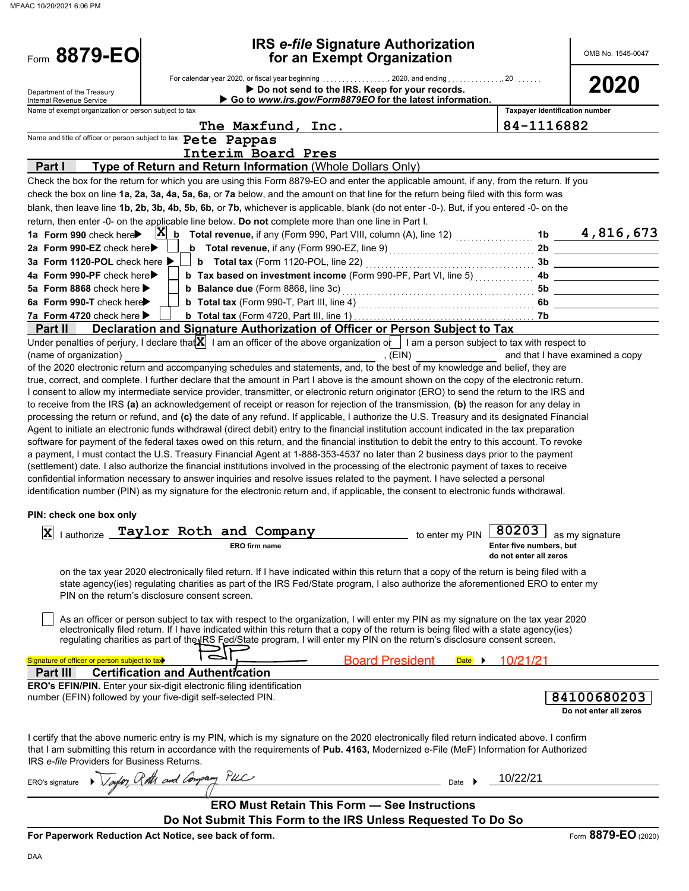MFAAC 10/20/2021 6:06 PM

# Form 8879-EO

## IRS *e-file* Signature Authorization for an Exempt Organization

OMB No. 1545-0047

**2020**

Department of the Treasury
Internal Revenue Service

For calendar year 2020, or fiscal year beginning ................, 2020, and ending ............., 20 ......

▶ **Do not send to the IRS. Keep for your records.**
▶ **Go to *www.irs.gov/Form8879EO* for the latest information.**

Name of exempt organization or person subject to tax: **The Maxfund, Inc.**

Taxpayer identification number: **84-1116882**

Name and title of officer or person subject to tax: **Pete Pappas**
**Interim Board Pres**

## Part I Type of Return and Return Information (Whole Dollars Only)

Check the box for the return for which you are using this Form 8879-EO and enter the applicable amount, if any, from the return. If you check the box on line **1a, 2a, 3a, 4a, 5a, 6a,** or **7a** below, and the amount on that line for the return being filed with this form was blank, then leave line **1b, 2b, 3b, 4b, 5b, 6b,** or **7b,** whichever is applicable, blank (do not enter -0-). But, if you entered -0- on the return, then enter -0- on the applicable line below. **Do not** complete more than one line in Part I.

| | | | |
|---|---|---|---|
| **1a** Form 990 check here ▶ [X] | **b** **Total revenue,** if any (Form 990, Part VIII, column (A), line 12) | **1b** | 4,816,673 |
| **2a** Form 990-EZ check here ▶ [ ] | **b** **Total revenue,** if any (Form 990-EZ, line 9) | **2b** | |
| **3a** Form 1120-POL check here ▶ [ ] | **b** **Total tax** (Form 1120-POL, line 22) | **3b** | |
| **4a** Form 990-PF check here ▶ [ ] | **b** **Tax based on investment income** (Form 990-PF, Part VI, line 5) | **4b** | |
| **5a** Form 8868 check here ▶ [ ] | **b** **Balance due** (Form 8868, line 3c) | **5b** | |
| **6a** Form 990-T check here ▶ [ ] | **b** **Total tax** (Form 990-T, Part III, line 4) | **6b** | |
| **7a** Form 4720 check here ▶ [ ] | **b** **Total tax** (Form 4720, Part III, line 1) | **7b** | |

## Part II Declaration and Signature Authorization of Officer or Person Subject to Tax

Under penalties of perjury, I declare that [X] I am an officer of the above organization or [ ] I am a person subject to tax with respect to (name of organization) ______________________, (EIN) ____________ and that I have examined a copy of the 2020 electronic return and accompanying schedules and statements, and, to the best of my knowledge and belief, they are true, correct, and complete. I further declare that the amount in Part I above is the amount shown on the copy of the electronic return. I consent to allow my intermediate service provider, transmitter, or electronic return originator (ERO) to send the return to the IRS and to receive from the IRS **(a)** an acknowledgement of receipt or reason for rejection of the transmission, **(b)** the reason for any delay in processing the return or refund, and **(c)** the date of any refund. If applicable, I authorize the U.S. Treasury and its designated Financial Agent to initiate an electronic funds withdrawal (direct debit) entry to the financial institution account indicated in the tax preparation software for payment of the federal taxes owed on this return, and the financial institution to debit the entry to this account. To revoke a payment, I must contact the U.S. Treasury Financial Agent at 1-888-353-4537 no later than 2 business days prior to the payment (settlement) date. I also authorize the financial institutions involved in the processing of the electronic payment of taxes to receive confidential information necessary to answer inquiries and resolve issues related to the payment. I have selected a personal identification number (PIN) as my signature for the electronic return and, if applicable, the consent to electronic funds withdrawal.

**PIN: check one box only**

[X] I authorize **Taylor Roth and Company** (ERO firm name) to enter my PIN **80203** (Enter five numbers, but do not enter all zeros) as my signature on the tax year 2020 electronically filed return. If I have indicated within this return that a copy of the return is being filed with a state agency(ies) regulating charities as part of the IRS Fed/State program, I also authorize the aforementioned ERO to enter my PIN on the return's disclosure consent screen.

[ ] As an officer or person subject to tax with respect to the organization, I will enter my PIN as my signature on the tax year 2020 electronically filed return. If I have indicated within this return that a copy of the return is being filed with a state agency(ies) regulating charities as part of the IRS Fed/State program, I will enter my PIN on the return's disclosure consent screen.

Signature of officer or person subject to tax ▶ PP Board President Date ▶ 10/21/21

## Part III Certification and Authentication

**ERO's EFIN/PIN.** Enter your six-digit electronic filing identification number (EFIN) followed by your five-digit self-selected PIN.

**84100680203**
Do not enter all zeros

I certify that the above numeric entry is my PIN, which is my signature on the 2020 electronically filed return indicated above. I confirm that I am submitting this return in accordance with the requirements of **Pub. 4163,** Modernized e-File (MeF) Information for Authorized IRS *e-file* Providers for Business Returns.

ERO's signature ▶ Taylor Roth and Company PLLC Date ▶ 10/22/21

**ERO Must Retain This Form — See Instructions**
**Do Not Submit This Form to the IRS Unless Requested To Do So**

**For Paperwork Reduction Act Notice, see back of form.** Form **8879-EO** (2020)

DAA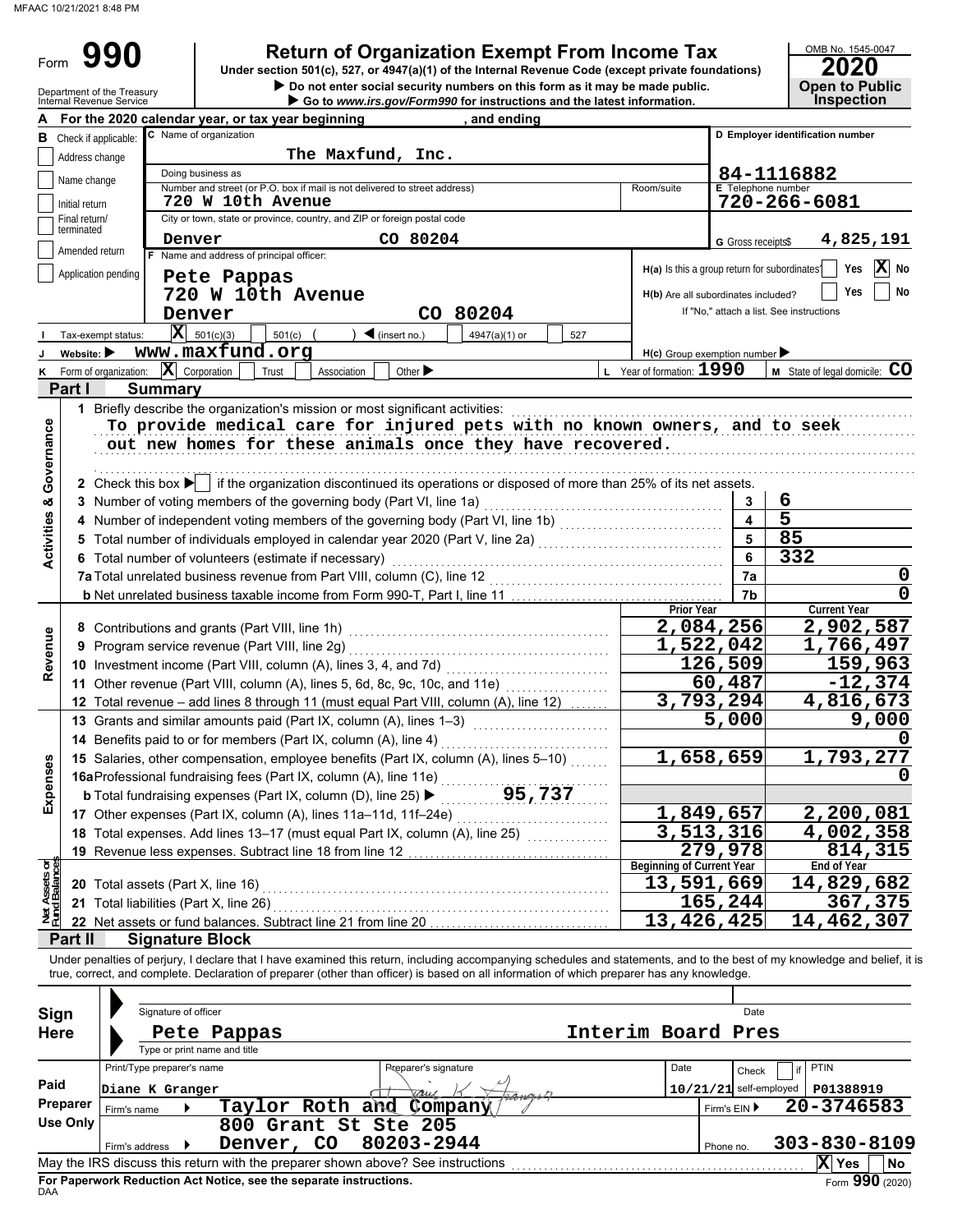MFAAC 10/21/2021 8:48 PM

# Form 990

## Return of Organization Exempt From Income Tax

Under section 501(c), 527, or 4947(a)(1) of the Internal Revenue Code (except private foundations)

▶ Do not enter social security numbers on this form as it may be made public.

▶ Go to www.irs.gov/Form990 for instructions and the latest information.

Department of the Treasury
Internal Revenue Service

OMB No. 1545-0047

**2020**

**Open to Public Inspection**

**A** For the 2020 calendar year, or tax year beginning , and ending

**B** Check if applicable:
- [ ] Address change
- [ ] Name change
- [ ] Initial return
- [ ] Final return/terminated
- [ ] Amended return
- [ ] Application pending

**C** Name of organization: The Maxfund, Inc.

Doing business as

Number and street (or P.O. box if mail is not delivered to street address): 720 W 10th Avenue | Room/suite

City or town, state or province, country, and ZIP or foreign postal code: Denver CO 80204

**D** Employer identification number: 84-1116882

**E** Telephone number: 720-266-6081

**G** Gross receipts$ 4,825,191

**F** Name and address of principal officer:
Pete Pappas
720 W 10th Avenue
Denver CO 80204

**H(a)** Is this a group return for subordinates? [ ] Yes [X] No

**H(b)** Are all subordinates included? [ ] Yes [ ] No
If "No," attach a list. See instructions

**I** Tax-exempt status: [X] 501(c)(3) [ ] 501(c) ( ) ◀ (insert no.) [ ] 4947(a)(1) or [ ] 527

**J** Website: ▶ www.maxfund.org

**H(c)** Group exemption number ▶

**K** Form of organization: [X] Corporation [ ] Trust [ ] Association [ ] Other ▶

**L** Year of formation: 1990

**M** State of legal domicile: CO

## Part I Summary

**Activities & Governance**

1 Briefly describe the organization's mission or most significant activities:
To provide medical care for injured pets with no known owners, and to seek out new homes for these animals once they have recovered.

2 Check this box ▶ [ ] if the organization discontinued its operations or disposed of more than 25% of its net assets.

| | | | |
|---|---|---|---|
| 3 | Number of voting members of the governing body (Part VI, line 1a) | 3 | 6 |
| 4 | Number of independent voting members of the governing body (Part VI, line 1b) | 4 | 5 |
| 5 | Total number of individuals employed in calendar year 2020 (Part V, line 2a) | 5 | 85 |
| 6 | Total number of volunteers (estimate if necessary) | 6 | 332 |
| 7a | Total unrelated business revenue from Part VIII, column (C), line 12 | 7a | 0 |
| b | Net unrelated business taxable income from Form 990-T, Part I, line 11 | 7b | 0 |

| | | | Prior Year | Current Year |
|---|---|---|---|---|
| **Revenue** | 8 | Contributions and grants (Part VIII, line 1h) | 2,084,256 | 2,902,587 |
| | 9 | Program service revenue (Part VIII, line 2g) | 1,522,042 | 1,766,497 |
| | 10 | Investment income (Part VIII, column (A), lines 3, 4, and 7d) | 126,509 | 159,963 |
| | 11 | Other revenue (Part VIII, column (A), lines 5, 6d, 8c, 9c, 10c, and 11e) | 60,487 | -12,374 |
| | 12 | Total revenue – add lines 8 through 11 (must equal Part VIII, column (A), line 12) | 3,793,294 | 4,816,673 |
| **Expenses** | 13 | Grants and similar amounts paid (Part IX, column (A), lines 1–3) | 5,000 | 9,000 |
| | 14 | Benefits paid to or for members (Part IX, column (A), line 4) | | 0 |
| | 15 | Salaries, other compensation, employee benefits (Part IX, column (A), lines 5–10) | 1,658,659 | 1,793,277 |
| | 16a | Professional fundraising fees (Part IX, column (A), line 11e) | | 0 |
| | b | Total fundraising expenses (Part IX, column (D), line 25) ▶ 95,737 | | |
| | 17 | Other expenses (Part IX, column (A), lines 11a–11d, 11f–24e) | 1,849,657 | 2,200,081 |
| | 18 | Total expenses. Add lines 13–17 (must equal Part IX, column (A), line 25) | 3,513,316 | 4,002,358 |
| | 19 | Revenue less expenses. Subtract line 18 from line 12 | 279,978 | 814,315 |
| | | | **Beginning of Current Year** | **End of Year** |
| **Net Assets or Fund Balances** | 20 | Total assets (Part X, line 16) | 13,591,669 | 14,829,682 |
| | 21 | Total liabilities (Part X, line 26) | 165,244 | 367,375 |
| | 22 | Net assets or fund balances. Subtract line 21 from line 20 | 13,426,425 | 14,462,307 |

## Part II Signature Block

Under penalties of perjury, I declare that I have examined this return, including accompanying schedules and statements, and to the best of my knowledge and belief, it is true, correct, and complete. Declaration of preparer (other than officer) is based on all information of which preparer has any knowledge.

**Sign Here**

Signature of officer | Date

Pete Pappas — Interim Board Pres

Type or print name and title

**Paid Preparer Use Only**

| Print/Type preparer's name | Preparer's signature | Date | Check [ ] if self-employed | PTIN |
|---|---|---|---|---|
| Diane K Granger | Diane K. Granger | 10/21/21 | | P01388919 |

Firm's name ▶ Taylor Roth and Company — Firm's EIN ▶ 20-3746583

Firm's address ▶ 800 Grant St Ste 205, Denver, CO 80203-2944 — Phone no. 303-830-8109

May the IRS discuss this return with the preparer shown above? See instructions [X] Yes [ ] No

**For Paperwork Reduction Act Notice, see the separate instructions.**

DAA

Form **990** (2020)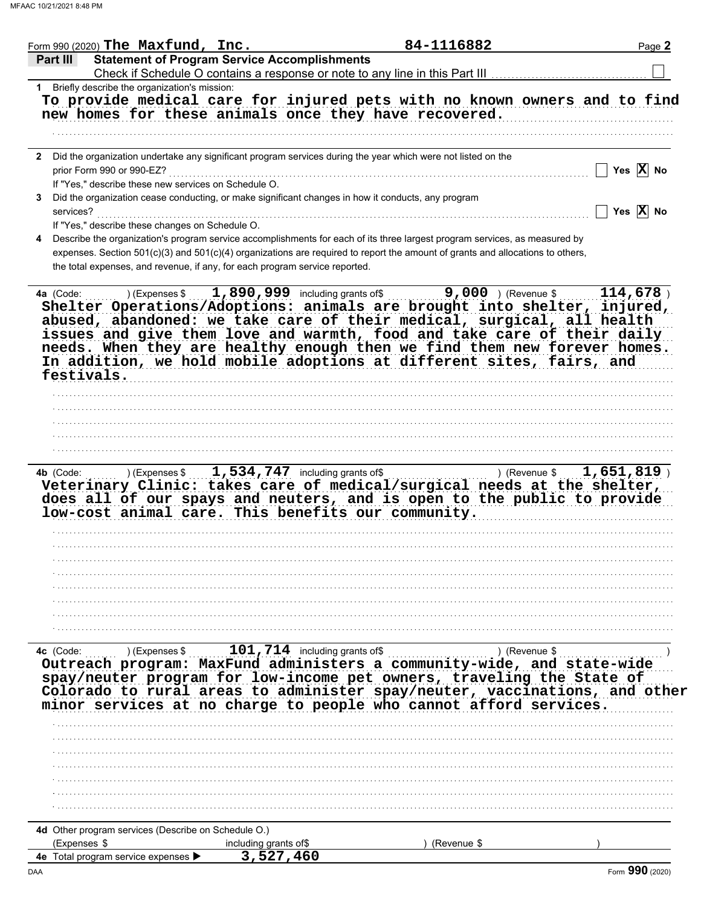Form 990 (2020) **The Maxfund, Inc.** **84-1116882**

## Part III Statement of Program Service Accomplishments

Check if Schedule O contains a response or note to any line in this Part III ☐

**1** Briefly describe the organization's mission:

To provide medical care for injured pets with no known owners and to find new homes for these animals once they have recovered.

**2** Did the organization undertake any significant program services during the year which were not listed on the prior Form 990 or 990-EZ? ☐ Yes ☒ No

If "Yes," describe these new services on Schedule O.

**3** Did the organization cease conducting, or make significant changes in how it conducts, any program services? ☐ Yes ☒ No

If "Yes," describe these changes on Schedule O.

**4** Describe the organization's program service accomplishments for each of its three largest program services, as measured by expenses. Section 501(c)(3) and 501(c)(4) organizations are required to report the amount of grants and allocations to others, the total expenses, and revenue, if any, for each program service reported.

**4a** (Code: ) (Expenses $ 1,890,999 including grants of$ 9,000 ) (Revenue $ 114,678 )

Shelter Operations/Adoptions: animals are brought into shelter, injured, abused, abandoned: we take care of their medical, surgical, all health issues and give them love and warmth, food and take care of their daily needs. When they are healthy enough then we find them new forever homes. In addition, we hold mobile adoptions at different sites, fairs, and festivals.

**4b** (Code: ) (Expenses $ 1,534,747 including grants of$ ) (Revenue $ 1,651,819 )

Veterinary Clinic: takes care of medical/surgical needs at the shelter, does all of our spays and neuters, and is open to the public to provide low-cost animal care. This benefits our community.

**4c** (Code: ) (Expenses $ 101,714 including grants of$ ) (Revenue $ )

Outreach program: MaxFund administers a community-wide, and state-wide spay/neuter program for low-income pet owners, traveling the State of Colorado to rural areas to administer spay/neuter, vaccinations, and other minor services at no charge to people who cannot afford services.

**4d** Other program services (Describe on Schedule O.)

(Expenses $ including grants of$ ) (Revenue $ )

**4e** Total program service expenses ▶ 3,527,460

Form **990** (2020)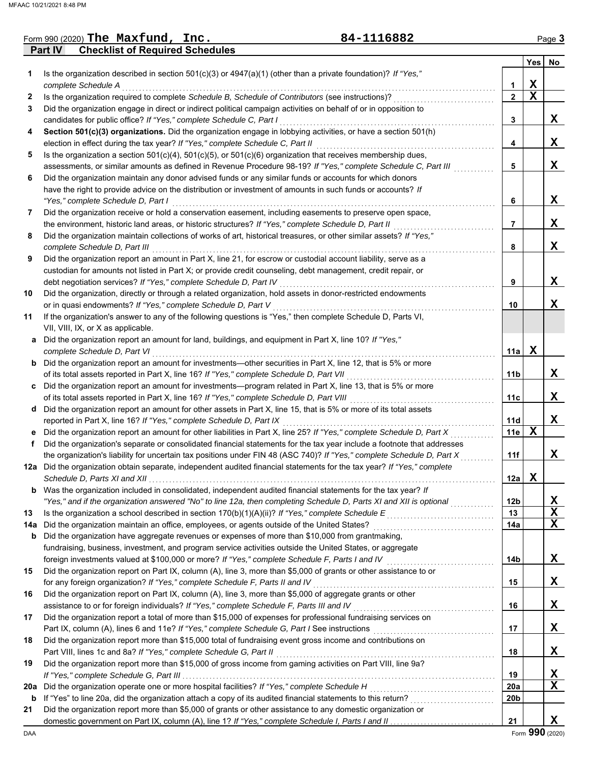Form 990 (2020) **The Maxfund, Inc.** **84-1116882**

## Part IV Checklist of Required Schedules

| | | | Yes | No |
|---|---|---|---|---|
| **1** | Is the organization described in section 501(c)(3) or 4947(a)(1) (other than a private foundation)? *If "Yes," complete Schedule A* | **1** | X | |
| **2** | Is the organization required to complete *Schedule B, Schedule of Contributors* (see instructions)? | **2** | X | |
| **3** | Did the organization engage in direct or indirect political campaign activities on behalf of or in opposition to candidates for public office? *If "Yes," complete Schedule C, Part I* | **3** | | X |
| **4** | **Section 501(c)(3) organizations.** Did the organization engage in lobbying activities, or have a section 501(h) election in effect during the tax year? *If "Yes," complete Schedule C, Part II* | **4** | | X |
| **5** | Is the organization a section 501(c)(4), 501(c)(5), or 501(c)(6) organization that receives membership dues, assessments, or similar amounts as defined in Revenue Procedure 98-19? *If "Yes," complete Schedule C, Part III* | **5** | | X |
| **6** | Did the organization maintain any donor advised funds or any similar funds or accounts for which donors have the right to provide advice on the distribution or investment of amounts in such funds or accounts? *If "Yes," complete Schedule D, Part I* | **6** | | X |
| **7** | Did the organization receive or hold a conservation easement, including easements to preserve open space, the environment, historic land areas, or historic structures? *If "Yes," complete Schedule D, Part II* | **7** | | X |
| **8** | Did the organization maintain collections of works of art, historical treasures, or other similar assets? *If "Yes," complete Schedule D, Part III* | **8** | | X |
| **9** | Did the organization report an amount in Part X, line 21, for escrow or custodial account liability, serve as a custodian for amounts not listed in Part X; or provide credit counseling, debt management, credit repair, or debt negotiation services? *If "Yes," complete Schedule D, Part IV* | **9** | | X |
| **10** | Did the organization, directly or through a related organization, hold assets in donor-restricted endowments or in quasi endowments? *If "Yes," complete Schedule D, Part V* | **10** | | X |
| **11** | If the organization's answer to any of the following questions is "Yes," then complete Schedule D, Parts VI, VII, VIII, IX, or X as applicable. | | | |
| **a** | Did the organization report an amount for land, buildings, and equipment in Part X, line 10? *If "Yes," complete Schedule D, Part VI* | **11a** | X | |
| **b** | Did the organization report an amount for investments—other securities in Part X, line 12, that is 5% or more of its total assets reported in Part X, line 16? *If "Yes," complete Schedule D, Part VII* | **11b** | | X |
| **c** | Did the organization report an amount for investments—program related in Part X, line 13, that is 5% or more of its total assets reported in Part X, line 16? *If "Yes," complete Schedule D, Part VIII* | **11c** | | X |
| **d** | Did the organization report an amount for other assets in Part X, line 15, that is 5% or more of its total assets reported in Part X, line 16? *If "Yes," complete Schedule D, Part IX* | **11d** | | X |
| **e** | Did the organization report an amount for other liabilities in Part X, line 25? *If "Yes," complete Schedule D, Part X* | **11e** | X | |
| **f** | Did the organization's separate or consolidated financial statements for the tax year include a footnote that addresses the organization's liability for uncertain tax positions under FIN 48 (ASC 740)? *If "Yes," complete Schedule D, Part X* | **11f** | | X |
| **12a** | Did the organization obtain separate, independent audited financial statements for the tax year? *If "Yes," complete Schedule D, Parts XI and XII* | **12a** | X | |
| **b** | Was the organization included in consolidated, independent audited financial statements for the tax year? *If "Yes," and if the organization answered "No" to line 12a, then completing Schedule D, Parts XI and XII is optional* | **12b** | | X |
| **13** | Is the organization a school described in section 170(b)(1)(A)(ii)? *If "Yes," complete Schedule E* | **13** | | X |
| **14a** | Did the organization maintain an office, employees, or agents outside of the United States? | **14a** | | X |
| **b** | Did the organization have aggregate revenues or expenses of more than $10,000 from grantmaking, fundraising, business, investment, and program service activities outside the United States, or aggregate foreign investments valued at $100,000 or more? *If "Yes," complete Schedule F, Parts I and IV* | **14b** | | X |
| **15** | Did the organization report on Part IX, column (A), line 3, more than $5,000 of grants or other assistance to or for any foreign organization? *If "Yes," complete Schedule F, Parts II and IV* | **15** | | X |
| **16** | Did the organization report on Part IX, column (A), line 3, more than $5,000 of aggregate grants or other assistance to or for foreign individuals? *If "Yes," complete Schedule F, Parts III and IV* | **16** | | X |
| **17** | Did the organization report a total of more than $15,000 of expenses for professional fundraising services on Part IX, column (A), lines 6 and 11e? *If "Yes," complete Schedule G, Part I* See instructions | **17** | | X |
| **18** | Did the organization report more than $15,000 total of fundraising event gross income and contributions on Part VIII, lines 1c and 8a? *If "Yes," complete Schedule G, Part II* | **18** | | X |
| **19** | Did the organization report more than $15,000 of gross income from gaming activities on Part VIII, line 9a? *If "Yes," complete Schedule G, Part III* | **19** | | X |
| **20a** | Did the organization operate one or more hospital facilities? *If "Yes," complete Schedule H* | **20a** | | X |
| **b** | If "Yes" to line 20a, did the organization attach a copy of its audited financial statements to this return? | **20b** | | |
| **21** | Did the organization report more than $5,000 of grants or other assistance to any domestic organization or domestic government on Part IX, column (A), line 1? *If "Yes," complete Schedule I, Parts I and II* | **21** | | X |

Form **990** (2020)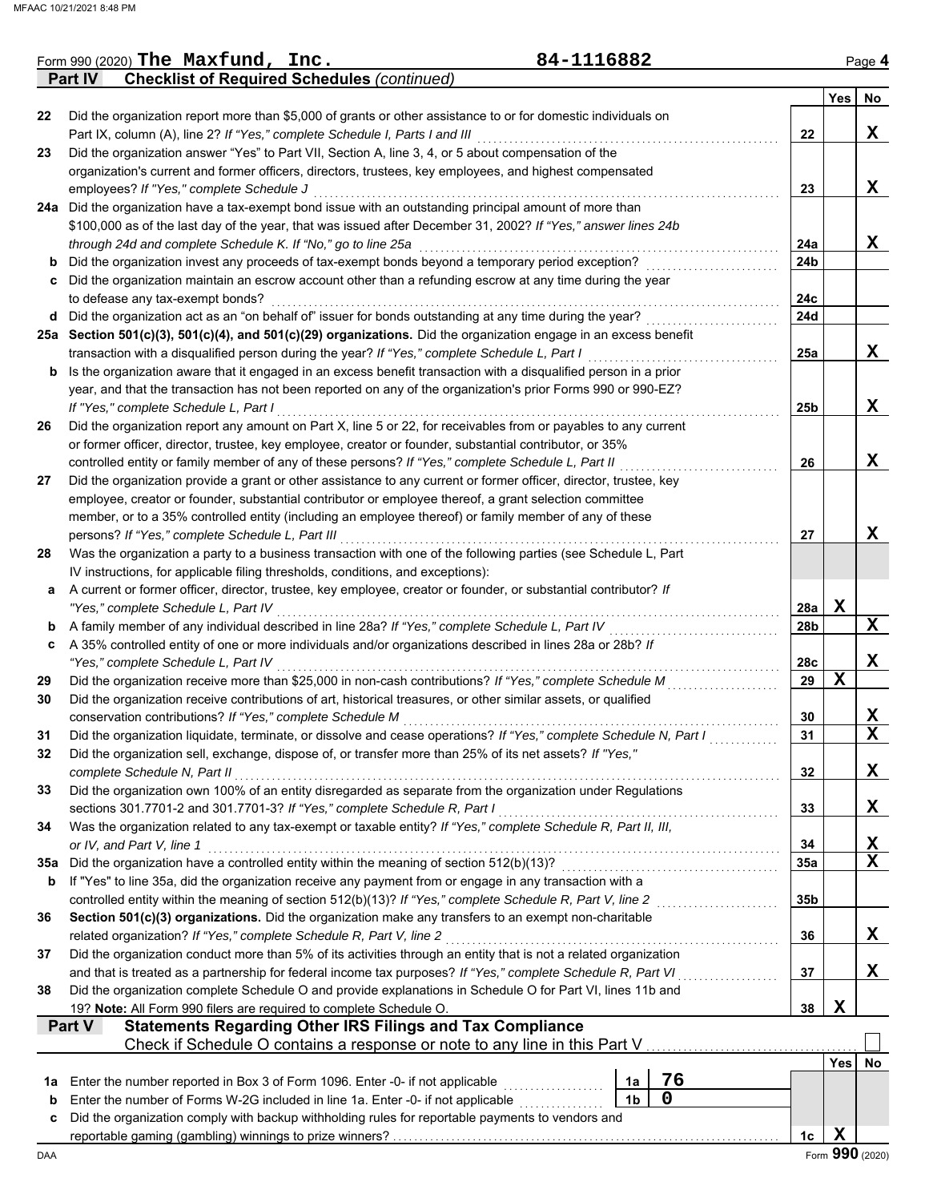Form 990 (2020) **The Maxfund, Inc.** **84-1116882** Page **4**

**Part IV Checklist of Required Schedules** *(continued)*

| | | | Yes | No |
|---|---|---|---|---|
| 22 | Did the organization report more than $5,000 of grants or other assistance to or for domestic individuals on Part IX, column (A), line 2? *If "Yes," complete Schedule I, Parts I and III* | 22 | | X |
| 23 | Did the organization answer "Yes" to Part VII, Section A, line 3, 4, or 5 about compensation of the organization's current and former officers, directors, trustees, key employees, and highest compensated employees? *If "Yes," complete Schedule J* | 23 | | X |
| 24a | Did the organization have a tax-exempt bond issue with an outstanding principal amount of more than $100,000 as of the last day of the year, that was issued after December 31, 2002? *If "Yes," answer lines 24b through 24d and complete Schedule K. If "No," go to line 25a* | 24a | | X |
| b | Did the organization invest any proceeds of tax-exempt bonds beyond a temporary period exception? | 24b | | |
| c | Did the organization maintain an escrow account other than a refunding escrow at any time during the year to defease any tax-exempt bonds? | 24c | | |
| d | Did the organization act as an "on behalf of" issuer for bonds outstanding at any time during the year? | 24d | | |
| 25a | **Section 501(c)(3), 501(c)(4), and 501(c)(29) organizations.** Did the organization engage in an excess benefit transaction with a disqualified person during the year? *If "Yes," complete Schedule L, Part I* | 25a | | X |
| b | Is the organization aware that it engaged in an excess benefit transaction with a disqualified person in a prior year, and that the transaction has not been reported on any of the organization's prior Forms 990 or 990-EZ? *If "Yes," complete Schedule L, Part I* | 25b | | X |
| 26 | Did the organization report any amount on Part X, line 5 or 22, for receivables from or payables to any current or former officer, director, trustee, key employee, creator or founder, substantial contributor, or 35% controlled entity or family member of any of these persons? *If "Yes," complete Schedule L, Part II* | 26 | | X |
| 27 | Did the organization provide a grant or other assistance to any current or former officer, director, trustee, key employee, creator or founder, substantial contributor or employee thereof, a grant selection committee member, or to a 35% controlled entity (including an employee thereof) or family member of any of these persons? *If "Yes," complete Schedule L, Part III* | 27 | | X |
| 28 | Was the organization a party to a business transaction with one of the following parties (see Schedule L, Part IV instructions, for applicable filing thresholds, conditions, and exceptions): | | | |
| a | A current or former officer, director, trustee, key employee, creator or founder, or substantial contributor? *If "Yes," complete Schedule L, Part IV* | 28a | X | |
| b | A family member of any individual described in line 28a? *If "Yes," complete Schedule L, Part IV* | 28b | | X |
| c | A 35% controlled entity of one or more individuals and/or organizations described in lines 28a or 28b? *If "Yes," complete Schedule L, Part IV* | 28c | | X |
| 29 | Did the organization receive more than $25,000 in non-cash contributions? *If "Yes," complete Schedule M* | 29 | X | |
| 30 | Did the organization receive contributions of art, historical treasures, or other similar assets, or qualified conservation contributions? *If "Yes," complete Schedule M* | 30 | | X |
| 31 | Did the organization liquidate, terminate, or dissolve and cease operations? *If "Yes," complete Schedule N, Part I* | 31 | | X |
| 32 | Did the organization sell, exchange, dispose of, or transfer more than 25% of its net assets? *If "Yes," complete Schedule N, Part II* | 32 | | X |
| 33 | Did the organization own 100% of an entity disregarded as separate from the organization under Regulations sections 301.7701-2 and 301.7701-3? *If "Yes," complete Schedule R, Part I* | 33 | | X |
| 34 | Was the organization related to any tax-exempt or taxable entity? *If "Yes," complete Schedule R, Part II, III, or IV, and Part V, line 1* | 34 | | X |
| 35a | Did the organization have a controlled entity within the meaning of section 512(b)(13)? | 35a | | X |
| b | If "Yes" to line 35a, did the organization receive any payment from or engage in any transaction with a controlled entity within the meaning of section 512(b)(13)? *If "Yes," complete Schedule R, Part V, line 2* | 35b | | |
| 36 | **Section 501(c)(3) organizations.** Did the organization make any transfers to an exempt non-charitable related organization? *If "Yes," complete Schedule R, Part V, line 2* | 36 | | X |
| 37 | Did the organization conduct more than 5% of its activities through an entity that is not a related organization and that is treated as a partnership for federal income tax purposes? *If "Yes," complete Schedule R, Part VI* | 37 | | X |
| 38 | Did the organization complete Schedule O and provide explanations in Schedule O for Part VI, lines 11b and 19? **Note:** All Form 990 filers are required to complete Schedule O. | 38 | X | |

**Part V Statements Regarding Other IRS Filings and Tax Compliance**

Check if Schedule O contains a response or note to any line in this Part V ☐

| | | | | | Yes | No |
|---|---|---|---|---|---|---|
| 1a | Enter the number reported in Box 3 of Form 1096. Enter -0- if not applicable | 1a | 76 | | | |
| b | Enter the number of Forms W-2G included in line 1a. Enter -0- if not applicable | 1b | 0 | | | |
| c | Did the organization comply with backup withholding rules for reportable payments to vendors and reportable gaming (gambling) winnings to prize winners? | | | 1c | X | |

Form **990** (2020)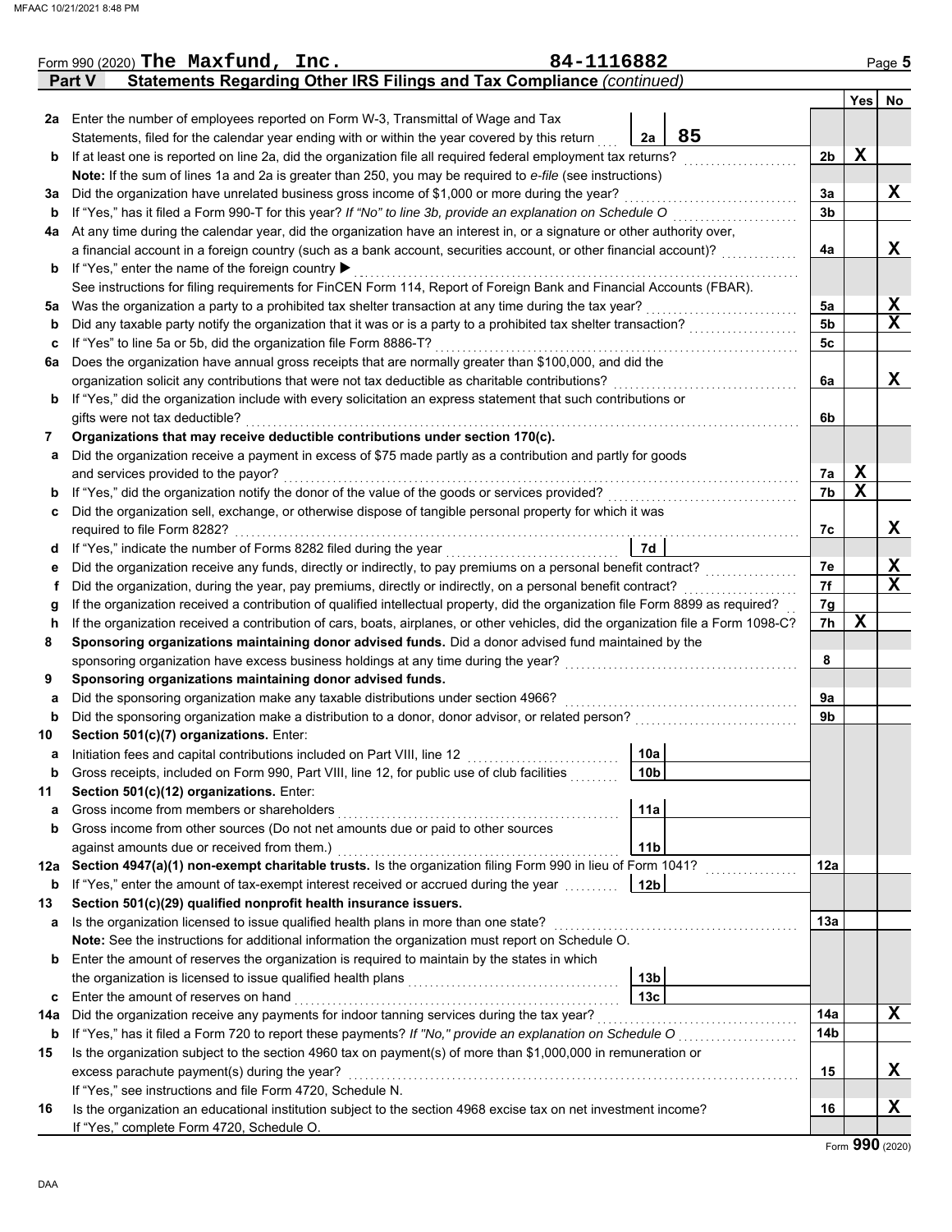Form 990 (2020) **The Maxfund, Inc.** 84-1116882 Page **5**

## Part V — Statements Regarding Other IRS Filings and Tax Compliance *(continued)*

| | | | | Yes | No |
|---|---|---|---|---|---|
| **2a** | Enter the number of employees reported on Form W-3, Transmittal of Wage and Tax Statements, filed for the calendar year ending with or within the year covered by this return | 2a: 85 | | | |
| **b** | If at least one is reported on line 2a, did the organization file all required federal employment tax returns? | | 2b | X | |
| | **Note:** If the sum of lines 1a and 2a is greater than 250, you may be required to *e-file* (see instructions) | | | | |
| **3a** | Did the organization have unrelated business gross income of $1,000 or more during the year? | | 3a | | X |
| **b** | If "Yes," has it filed a Form 990-T for this year? *If "No" to line 3b, provide an explanation on Schedule O* | | 3b | | |
| **4a** | At any time during the calendar year, did the organization have an interest in, or a signature or other authority over, a financial account in a foreign country (such as a bank account, securities account, or other financial account)? | | 4a | | X |
| **b** | If "Yes," enter the name of the foreign country ▶ | | | | |
| | See instructions for filing requirements for FinCEN Form 114, Report of Foreign Bank and Financial Accounts (FBAR). | | | | |
| **5a** | Was the organization a party to a prohibited tax shelter transaction at any time during the tax year? | | 5a | | X |
| **b** | Did any taxable party notify the organization that it was or is a party to a prohibited tax shelter transaction? | | 5b | | X |
| **c** | If "Yes" to line 5a or 5b, did the organization file Form 8886-T? | | 5c | | |
| **6a** | Does the organization have annual gross receipts that are normally greater than $100,000, and did the organization solicit any contributions that were not tax deductible as charitable contributions? | | 6a | | X |
| **b** | If "Yes," did the organization include with every solicitation an express statement that such contributions or gifts were not tax deductible? | | 6b | | |
| **7** | **Organizations that may receive deductible contributions under section 170(c).** | | | | |
| **a** | Did the organization receive a payment in excess of $75 made partly as a contribution and partly for goods and services provided to the payor? | | 7a | X | |
| **b** | If "Yes," did the organization notify the donor of the value of the goods or services provided? | | 7b | X | |
| **c** | Did the organization sell, exchange, or otherwise dispose of tangible personal property for which it was required to file Form 8282? | | 7c | | X |
| **d** | If "Yes," indicate the number of Forms 8282 filed during the year | 7d | | | |
| **e** | Did the organization receive any funds, directly or indirectly, to pay premiums on a personal benefit contract? | | 7e | | X |
| **f** | Did the organization, during the year, pay premiums, directly or indirectly, on a personal benefit contract? | | 7f | | X |
| **g** | If the organization received a contribution of qualified intellectual property, did the organization file Form 8899 as required? | | 7g | | |
| **h** | If the organization received a contribution of cars, boats, airplanes, or other vehicles, did the organization file a Form 1098-C? | | 7h | X | |
| **8** | **Sponsoring organizations maintaining donor advised funds.** Did a donor advised fund maintained by the sponsoring organization have excess business holdings at any time during the year? | | 8 | | |
| **9** | **Sponsoring organizations maintaining donor advised funds.** | | | | |
| **a** | Did the sponsoring organization make any taxable distributions under section 4966? | | 9a | | |
| **b** | Did the sponsoring organization make a distribution to a donor, donor advisor, or related person? | | 9b | | |
| **10** | **Section 501(c)(7) organizations.** Enter: | | | | |
| **a** | Initiation fees and capital contributions included on Part VIII, line 12 | 10a | | | |
| **b** | Gross receipts, included on Form 990, Part VIII, line 12, for public use of club facilities | 10b | | | |
| **11** | **Section 501(c)(12) organizations.** Enter: | | | | |
| **a** | Gross income from members or shareholders | 11a | | | |
| **b** | Gross income from other sources (Do not net amounts due or paid to other sources against amounts due or received from them.) | 11b | | | |
| **12a** | **Section 4947(a)(1) non-exempt charitable trusts.** Is the organization filing Form 990 in lieu of Form 1041? | | 12a | | |
| **b** | If "Yes," enter the amount of tax-exempt interest received or accrued during the year | 12b | | | |
| **13** | **Section 501(c)(29) qualified nonprofit health insurance issuers.** | | | | |
| **a** | Is the organization licensed to issue qualified health plans in more than one state? | | 13a | | |
| | **Note:** See the instructions for additional information the organization must report on Schedule O. | | | | |
| **b** | Enter the amount of reserves the organization is required to maintain by the states in which the organization is licensed to issue qualified health plans | 13b | | | |
| **c** | Enter the amount of reserves on hand | 13c | | | |
| **14a** | Did the organization receive any payments for indoor tanning services during the tax year? | | 14a | | X |
| **b** | If "Yes," has it filed a Form 720 to report these payments? *If "No," provide an explanation on Schedule O* | | 14b | | |
| **15** | Is the organization subject to the section 4960 tax on payment(s) of more than $1,000,000 in remuneration or excess parachute payment(s) during the year? | | 15 | | X |
| | If "Yes," see instructions and file Form 4720, Schedule N. | | | | |
| **16** | Is the organization an educational institution subject to the section 4968 excise tax on net investment income? | | 16 | | X |
| | If "Yes," complete Form 4720, Schedule O. | | | | |

Form **990** (2020)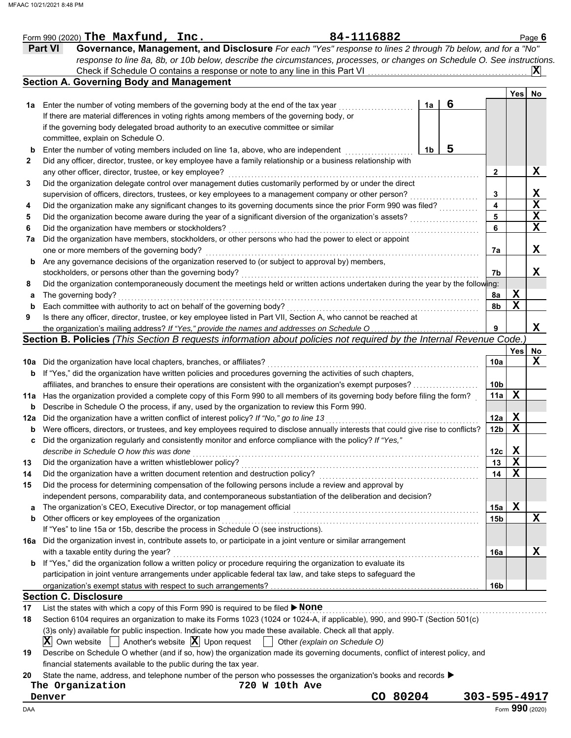Form 990 (2020) **The Maxfund, Inc.** **84-1116882** Page **6**

## Part VI Governance, Management, and Disclosure

*For each "Yes" response to lines 2 through 7b below, and for a "No" response to line 8a, 8b, or 10b below, describe the circumstances, processes, or changes on Schedule O. See instructions.*

Check if Schedule O contains a response or note to any line in this Part VI .......... **X**

### Section A. Governing Body and Management

| | | | | Yes | No |
|---|---|---|---|---|---|
| **1a** | Enter the number of voting members of the governing body at the end of the tax year ... **1a** **6** If there are material differences in voting rights among members of the governing body, or if the governing body delegated broad authority to an executive committee or similar committee, explain on Schedule O. | | | | |
| **b** | Enter the number of voting members included on line 1a, above, who are independent ... **1b** **5** | | | | |
| **2** | Did any officer, director, trustee, or key employee have a family relationship or a business relationship with any other officer, director, trustee, or key employee? | **2** | | | **X** |
| **3** | Did the organization delegate control over management duties customarily performed by or under the direct supervision of officers, directors, trustees, or key employees to a management company or other person? | **3** | | | **X** |
| **4** | Did the organization make any significant changes to its governing documents since the prior Form 990 was filed? | **4** | | | **X** |
| **5** | Did the organization become aware during the year of a significant diversion of the organization's assets? | **5** | | | **X** |
| **6** | Did the organization have members or stockholders? | **6** | | | **X** |
| **7a** | Did the organization have members, stockholders, or other persons who had the power to elect or appoint one or more members of the governing body? | **7a** | | | **X** |
| **b** | Are any governance decisions of the organization reserved to (or subject to approval by) members, stockholders, or persons other than the governing body? | **7b** | | | **X** |
| **8** | Did the organization contemporaneously document the meetings held or written actions undertaken during the year by the following: | | | | |
| **a** | The governing body? | **8a** | | **X** | |
| **b** | Each committee with authority to act on behalf of the governing body? | **8b** | | **X** | |
| **9** | Is there any officer, director, trustee, or key employee listed in Part VII, Section A, who cannot be reached at the organization's mailing address? *If "Yes," provide the names and addresses on Schedule O* | **9** | | | **X** |

### Section B. Policies *(This Section B requests information about policies not required by the Internal Revenue Code.)*

| | | | Yes | No |
|---|---|---|---|---|
| **10a** | Did the organization have local chapters, branches, or affiliates? | **10a** | | **X** |
| **b** | If "Yes," did the organization have written policies and procedures governing the activities of such chapters, affiliates, and branches to ensure their operations are consistent with the organization's exempt purposes? | **10b** | | |
| **11a** | Has the organization provided a complete copy of this Form 990 to all members of its governing body before filing the form? | **11a** | **X** | |
| **b** | Describe in Schedule O the process, if any, used by the organization to review this Form 990. | | | |
| **12a** | Did the organization have a written conflict of interest policy? *If "No," go to line 13* | **12a** | **X** | |
| **b** | Were officers, directors, or trustees, and key employees required to disclose annually interests that could give rise to conflicts? | **12b** | **X** | |
| **c** | Did the organization regularly and consistently monitor and enforce compliance with the policy? *If "Yes," describe in Schedule O how this was done* | **12c** | **X** | |
| **13** | Did the organization have a written whistleblower policy? | **13** | **X** | |
| **14** | Did the organization have a written document retention and destruction policy? | **14** | **X** | |
| **15** | Did the process for determining compensation of the following persons include a review and approval by independent persons, comparability data, and contemporaneous substantiation of the deliberation and decision? | | | |
| **a** | The organization's CEO, Executive Director, or top management official | **15a** | **X** | |
| **b** | Other officers or key employees of the organization | **15b** | | **X** |
| | If "Yes" to line 15a or 15b, describe the process in Schedule O (see instructions). | | | |
| **16a** | Did the organization invest in, contribute assets to, or participate in a joint venture or similar arrangement with a taxable entity during the year? | **16a** | | **X** |
| **b** | If "Yes," did the organization follow a written policy or procedure requiring the organization to evaluate its participation in joint venture arrangements under applicable federal tax law, and take steps to safeguard the organization's exempt status with respect to such arrangements? | **16b** | | |

### Section C. Disclosure

**17** List the states with which a copy of this Form 990 is required to be filed ▶ **None**

**18** Section 6104 requires an organization to make its Forms 1023 (1024 or 1024-A, if applicable), 990, and 990-T (Section 501(c)(3)s only) available for public inspection. Indicate how you made these available. Check all that apply.

**X** Own website ☐ Another's website **X** Upon request ☐ Other *(explain on Schedule O)*

**19** Describe on Schedule O whether (and if so, how) the organization made its governing documents, conflict of interest policy, and financial statements available to the public during the tax year.

**20** State the name, address, and telephone number of the person who possesses the organization's books and records ▶

The Organization 720 W 10th Ave
Denver CO 80204 303-595-4917

Form **990** (2020)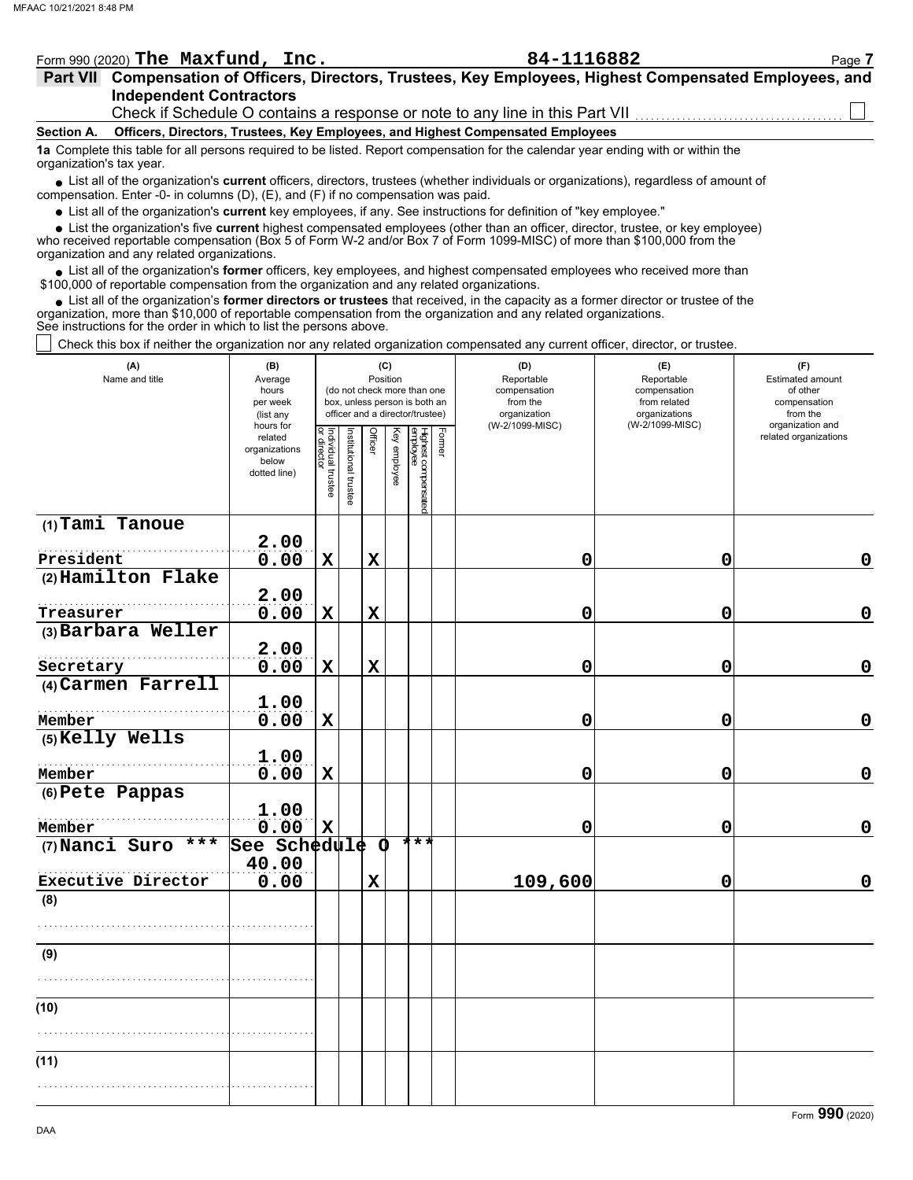Form 990 (2020) **The Maxfund, Inc.** **84-1116882**

**Part VII Compensation of Officers, Directors, Trustees, Key Employees, Highest Compensated Employees, and Independent Contractors**

Check if Schedule O contains a response or note to any line in this Part VII . . . . . . . . . . . . ☐

**Section A. Officers, Directors, Trustees, Key Employees, and Highest Compensated Employees**

**1a** Complete this table for all persons required to be listed. Report compensation for the calendar year ending with or within the organization's tax year.

- List all of the organization's **current** officers, directors, trustees (whether individuals or organizations), regardless of amount of compensation. Enter -0- in columns (D), (E), and (F) if no compensation was paid.
- List all of the organization's **current** key employees, if any. See instructions for definition of "key employee."
- List the organization's five **current** highest compensated employees (other than an officer, director, trustee, or key employee) who received reportable compensation (Box 5 of Form W-2 and/or Box 7 of Form 1099-MISC) of more than $100,000 from the organization and any related organizations.
- List all of the organization's **former** officers, key employees, and highest compensated employees who received more than $100,000 of reportable compensation from the organization and any related organizations.
- List all of the organization's **former directors or trustees** that received, in the capacity as a former director or trustee of the organization, more than $10,000 of reportable compensation from the organization and any related organizations.

See instructions for the order in which to list the persons above.

☐ Check this box if neither the organization nor any related organization compensated any current officer, director, or trustee.

| (A) Name and title | (B) Average hours per week (list any hours for related organizations below dotted line) | (C) Position (do not check more than one box, unless person is both an officer and a director/trustee) | | | | | | (D) Reportable compensation from the organization (W-2/1099-MISC) | (E) Reportable compensation from related organizations (W-2/1099-MISC) | (F) Estimated amount of other compensation from the organization and related organizations |
|---|---|---|---|---|---|---|---|---|---|---|
| | | Individual trustee or director | Institutional trustee | Officer | Key employee | Highest compensated employee | Former | | | |
| (1) Tami Tanoue<br>President | 2.00<br>0.00 | X | | X | | | | 0 | 0 | 0 |
| (2) Hamilton Flake<br>Treasurer | 2.00<br>0.00 | X | | X | | | | 0 | 0 | 0 |
| (3) Barbara Weller<br>Secretary | 2.00<br>0.00 | X | | X | | | | 0 | 0 | 0 |
| (4) Carmen Farrell<br>Member | 1.00<br>0.00 | X | | | | | | 0 | 0 | 0 |
| (5) Kelly Wells<br>Member | 1.00<br>0.00 | X | | | | | | 0 | 0 | 0 |
| (6) Pete Pappas<br>Member | 1.00<br>0.00 | X | | | | | | 0 | 0 | 0 |
| (7) Nanci Suro *** See Schedule O ***<br>Executive Director | 40.00<br>0.00 | | | X | | | | 109,600 | 0 | 0 |
| (8) | | | | | | | | | | |
| (9) | | | | | | | | | | |
| (10) | | | | | | | | | | |
| (11) | | | | | | | | | | |

Form **990** (2020)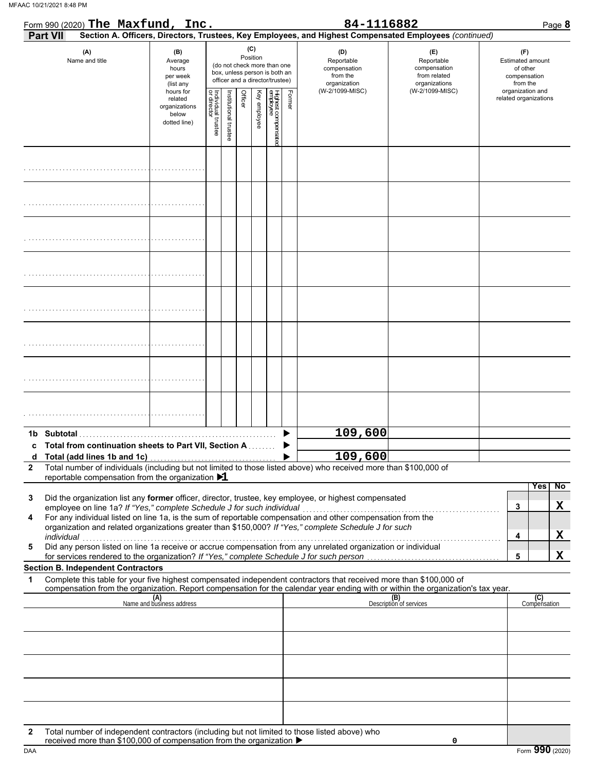Form 990 (2020) **The Maxfund, Inc.** **84-1116882** Page **8**

**Part VII** **Section A. Officers, Directors, Trustees, Key Employees, and Highest Compensated Employees** *(continued)*

| (A) Name and title | (B) Average hours per week (list any hours for related organizations below dotted line) | (C) Position: Individual trustee or director | Institutional trustee | Officer | Key employee | Highest compensated employee | Former | (D) Reportable compensation from the organization (W-2/1099-MISC) | (E) Reportable compensation from related organizations (W-2/1099-MISC) | (F) Estimated amount of other compensation from the organization and related organizations |
|---|---|---|---|---|---|---|---|---|---|---|
| | | | | | | | | | | |
| | | | | | | | | | | |
| | | | | | | | | | | |
| | | | | | | | | | | |
| | | | | | | | | | | |
| | | | | | | | | | | |
| | | | | | | | | | | |
| | | | | | | | | | | |

| | | (D) | (E) | (F) |
|---|---|---|---|---|
| **1b** | **Subtotal** | 109,600 | | |
| **c** | **Total from continuation sheets to Part VII, Section A** | | | |
| **d** | **Total (add lines 1b and 1c)** | 109,600 | | |

**2** Total number of individuals (including but not limited to those listed above) who received more than $100,000 of reportable compensation from the organization ▶ 1

| | | | Yes | No |
|---|---|---|---|---|
| **3** | Did the organization list any **former** officer, director, trustee, key employee, or highest compensated employee on line 1a? *If "Yes," complete Schedule J for such individual* | 3 | | X |
| **4** | For any individual listed on line 1a, is the sum of reportable compensation and other compensation from the organization and related organizations greater than $150,000? *If "Yes," complete Schedule J for such individual* | 4 | | X |
| **5** | Did any person listed on line 1a receive or accrue compensation from any unrelated organization or individual for services rendered to the organization? *If "Yes," complete Schedule J for such person* | 5 | | X |

**Section B. Independent Contractors**

**1** Complete this table for your five highest compensated independent contractors that received more than $100,000 of compensation from the organization. Report compensation for the calendar year ending with or within the organization's tax year.

| (A) Name and business address | (B) Description of services | (C) Compensation |
|---|---|---|
| | | |
| | | |
| | | |
| | | |
| | | |

**2** Total number of independent contractors (including but not limited to those listed above) who received more than $100,000 of compensation from the organization ▶ 0

DAA Form **990** (2020)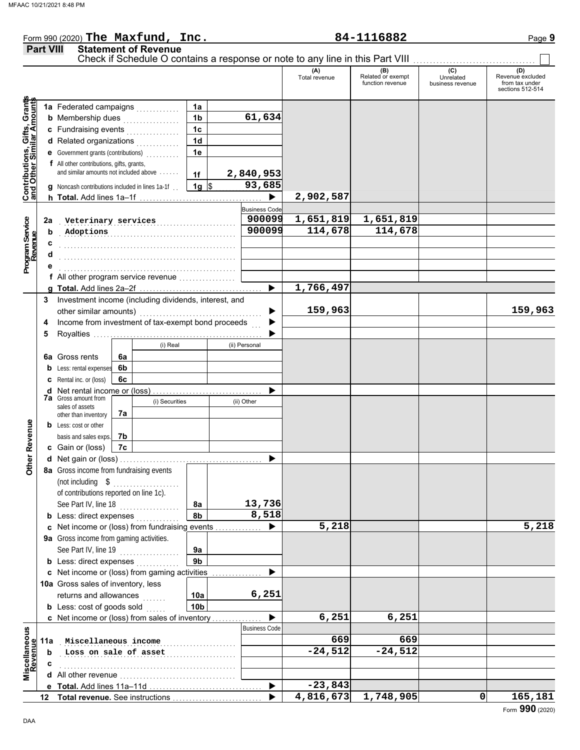Form 990 (2020) **The Maxfund, Inc.** **84-1116882** Page **9**

## Part VIII Statement of Revenue

Check if Schedule O contains a response or note to any line in this Part VIII ☐

| | | | (A) Total revenue | (B) Related or exempt function revenue | (C) Unrelated business revenue | (D) Revenue excluded from tax under sections 512-514 |
|---|---|---|---|---|---|---|
| **Contributions, Gifts, Grants and Other Similar Amounts** | | | | | | |
| 1a | Federated campaigns | 1a | | | | |
| b | Membership dues | 1b 61,634 | | | | |
| c | Fundraising events | 1c | | | | |
| d | Related organizations | 1d | | | | |
| e | Government grants (contributions) | 1e | | | | |
| f | All other contributions, gifts, grants, and similar amounts not included above | 1f 2,840,953 | | | | |
| g | Noncash contributions included in lines 1a-1f | 1g $ 93,685 | | | | |
| h | **Total.** Add lines 1a–1f | | 2,902,587 | | | |
| **Program Service Revenue** | | Business Code | | | | |
| 2a | Veterinary services | 900099 | 1,651,819 | 1,651,819 | | |
| b | Adoptions | 900099 | 114,678 | 114,678 | | |
| c | | | | | | |
| d | | | | | | |
| e | | | | | | |
| f | All other program service revenue | | | | | |
| g | **Total.** Add lines 2a–2f | | 1,766,497 | | | |
| **Other Revenue** | | | | | | |
| 3 | Investment income (including dividends, interest, and other similar amounts) | | 159,963 | | | 159,963 |
| 4 | Income from investment of tax-exempt bond proceeds | | | | | |
| 5 | Royalties | | | | | |
| | | (i) Real / (ii) Personal | | | | |
| 6a | Gross rents | 6a | | | | |
| b | Less: rental expenses | 6b | | | | |
| c | Rental inc. or (loss) | 6c | | | | |
| d | Net rental income or (loss) | | | | | |
| | | (i) Securities / (ii) Other | | | | |
| 7a | Gross amount from sales of assets other than inventory | 7a | | | | |
| b | Less: cost or other basis and sales exps. | 7b | | | | |
| c | Gain or (loss) | 7c | | | | |
| d | Net gain or (loss) | | | | | |
| 8a | Gross income from fundraising events (not including $ of contributions reported on line 1c). See Part IV, line 18 | 8a 13,736 | | | | |
| b | Less: direct expenses | 8b 8,518 | | | | |
| c | Net income or (loss) from fundraising events | | 5,218 | | | 5,218 |
| 9a | Gross income from gaming activities. See Part IV, line 19 | 9a | | | | |
| b | Less: direct expenses | 9b | | | | |
| c | Net income or (loss) from gaming activities | | | | | |
| 10a | Gross sales of inventory, less returns and allowances | 10a 6,251 | | | | |
| b | Less: cost of goods sold | 10b | | | | |
| c | Net income or (loss) from sales of inventory | | 6,251 | 6,251 | | |
| **Miscellaneous Revenue** | | Business Code | | | | |
| 11a | Miscellaneous income | | 669 | 669 | | |
| b | Loss on sale of asset | | -24,512 | -24,512 | | |
| c | | | | | | |
| d | All other revenue | | | | | |
| e | **Total.** Add lines 11a–11d | | -23,843 | | | |
| 12 | **Total revenue.** See instructions | | 4,816,673 | 1,748,905 | 0 | 165,181 |

Form **990** (2020)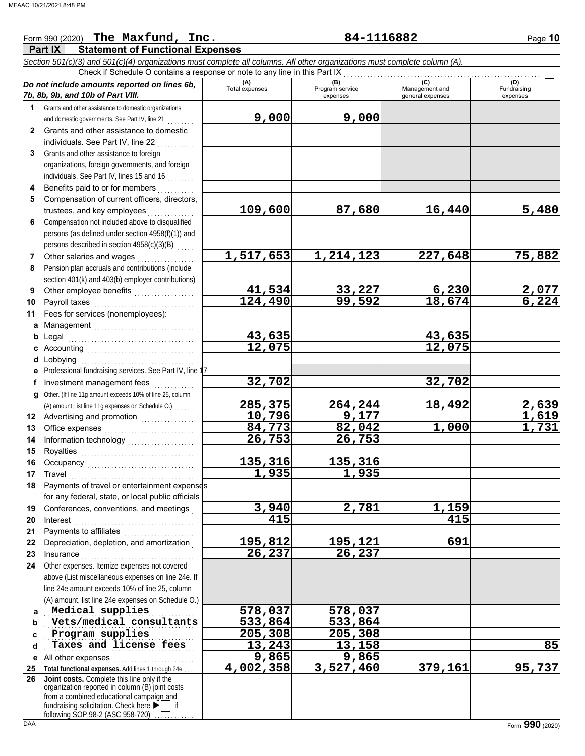Form 990 (2020) **The Maxfund, Inc.** **84-1116882** Page **10**

## Part IX Statement of Functional Expenses

*Section 501(c)(3) and 501(c)(4) organizations must complete all columns. All other organizations must complete column (A).*

Check if Schedule O contains a response or note to any line in this Part IX ☐

| *Do not include amounts reported on lines 6b, 7b, 8b, 9b, and 10b of Part VIII.* | (A) Total expenses | (B) Program service expenses | (C) Management and general expenses | (D) Fundraising expenses |
|---|---|---|---|---|
| **1** Grants and other assistance to domestic organizations and domestic governments. See Part IV, line 21 | 9,000 | 9,000 | | |
| **2** Grants and other assistance to domestic individuals. See Part IV, line 22 | | | | |
| **3** Grants and other assistance to foreign organizations, foreign governments, and foreign individuals. See Part IV, lines 15 and 16 | | | | |
| **4** Benefits paid to or for members | | | | |
| **5** Compensation of current officers, directors, trustees, and key employees | 109,600 | 87,680 | 16,440 | 5,480 |
| **6** Compensation not included above to disqualified persons (as defined under section 4958(f)(1)) and persons described in section 4958(c)(3)(B) | | | | |
| **7** Other salaries and wages | 1,517,653 | 1,214,123 | 227,648 | 75,882 |
| **8** Pension plan accruals and contributions (include section 401(k) and 403(b) employer contributions) | | | | |
| **9** Other employee benefits | 41,534 | 33,227 | 6,230 | 2,077 |
| **10** Payroll taxes | 124,490 | 99,592 | 18,674 | 6,224 |
| **11** Fees for services (nonemployees): | | | | |
| **a** Management | | | | |
| **b** Legal | 43,635 | | 43,635 | |
| **c** Accounting | 12,075 | | 12,075 | |
| **d** Lobbying | | | | |
| **e** Professional fundraising services. See Part IV, line 17 | | | | |
| **f** Investment management fees | 32,702 | | 32,702 | |
| **g** Other. (If line 11g amount exceeds 10% of line 25, column (A) amount, list line 11g expenses on Schedule O.) | 285,375 | 264,244 | 18,492 | 2,639 |
| **12** Advertising and promotion | 10,796 | 9,177 | | 1,619 |
| **13** Office expenses | 84,773 | 82,042 | 1,000 | 1,731 |
| **14** Information technology | 26,753 | 26,753 | | |
| **15** Royalties | | | | |
| **16** Occupancy | 135,316 | 135,316 | | |
| **17** Travel | 1,935 | 1,935 | | |
| **18** Payments of travel or entertainment expenses for any federal, state, or local public officials | | | | |
| **19** Conferences, conventions, and meetings | 3,940 | 2,781 | 1,159 | |
| **20** Interest | 415 | | 415 | |
| **21** Payments to affiliates | | | | |
| **22** Depreciation, depletion, and amortization | 195,812 | 195,121 | 691 | |
| **23** Insurance | 26,237 | 26,237 | | |
| **24** Other expenses. Itemize expenses not covered above (List miscellaneous expenses on line 24e. If line 24e amount exceeds 10% of line 25, column (A) amount, list line 24e expenses on Schedule O.) | | | | |
| **a** Medical supplies | 578,037 | 578,037 | | |
| **b** Vets/medical consultants | 533,864 | 533,864 | | |
| **c** Program supplies | 205,308 | 205,308 | | |
| **d** Taxes and license fees | 13,243 | 13,158 | | 85 |
| **e** All other expenses | 9,865 | 9,865 | | |
| **25** **Total functional expenses.** Add lines 1 through 24e | 4,002,358 | 3,527,460 | 379,161 | 95,737 |
| **26** **Joint costs.** Complete this line only if the organization reported in column (B) joint costs from a combined educational campaign and fundraising solicitation. Check here ▶ ☐ if following SOP 98-2 (ASC 958-720) | | | | |

Form **990** (2020)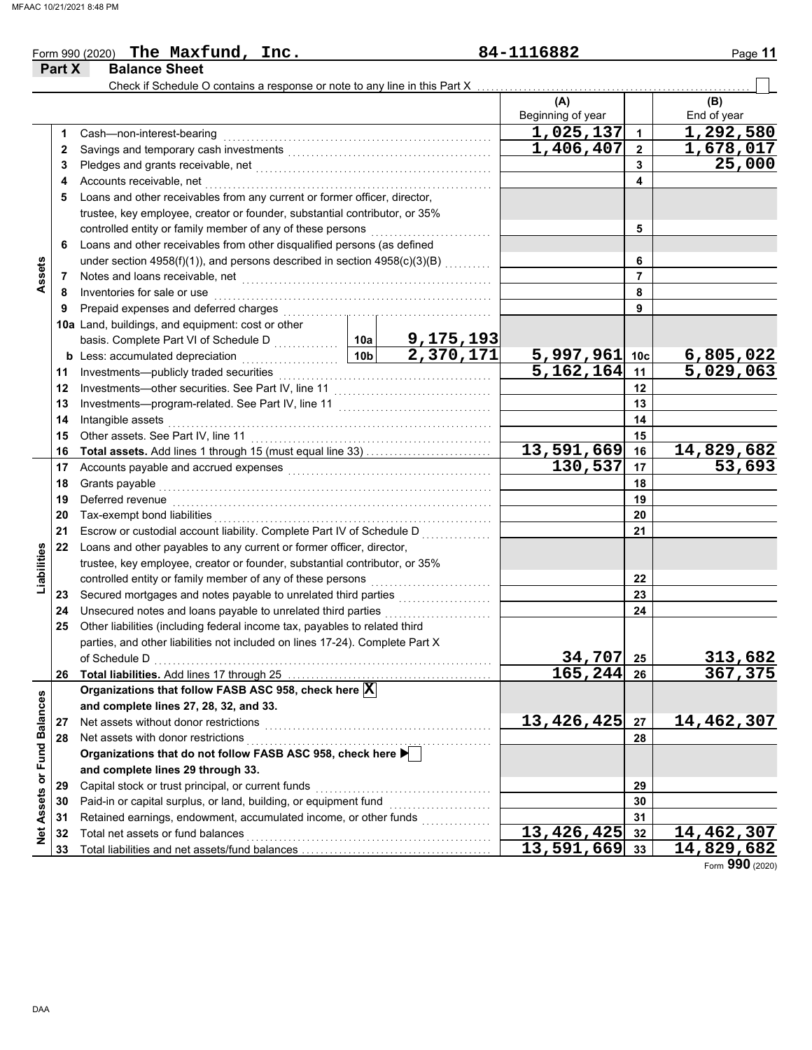Form 990 (2020) **The Maxfund, Inc.** **84-1116882**

## Part X Balance Sheet

Check if Schedule O contains a response or note to any line in this Part X ☐

| | | | | (A) Beginning of year | | (B) End of year |
|---|---|---|---|---|---|---|
| **Assets** | 1 | Cash—non-interest-bearing | | 1,025,137 | 1 | 1,292,580 |
| | 2 | Savings and temporary cash investments | | 1,406,407 | 2 | 1,678,017 |
| | 3 | Pledges and grants receivable, net | | | 3 | 25,000 |
| | 4 | Accounts receivable, net | | | 4 | |
| | 5 | Loans and other receivables from any current or former officer, director, trustee, key employee, creator or founder, substantial contributor, or 35% controlled entity or family member of any of these persons | | | 5 | |
| | 6 | Loans and other receivables from other disqualified persons (as defined under section 4958(f)(1)), and persons described in section 4958(c)(3)(B) | | | 6 | |
| | 7 | Notes and loans receivable, net | | | 7 | |
| | 8 | Inventories for sale or use | | | 8 | |
| | 9 | Prepaid expenses and deferred charges | | | 9 | |
| | 10a | Land, buildings, and equipment: cost or other basis. Complete Part VI of Schedule D | 10a 9,175,193 | | | |
| | b | Less: accumulated depreciation | 10b 2,370,171 | 5,997,961 | 10c | 6,805,022 |
| | 11 | Investments—publicly traded securities | | 5,162,164 | 11 | 5,029,063 |
| | 12 | Investments—other securities. See Part IV, line 11 | | | 12 | |
| | 13 | Investments—program-related. See Part IV, line 11 | | | 13 | |
| | 14 | Intangible assets | | | 14 | |
| | 15 | Other assets. See Part IV, line 11 | | | 15 | |
| | 16 | **Total assets.** Add lines 1 through 15 (must equal line 33) | | 13,591,669 | 16 | 14,829,682 |
| **Liabilities** | 17 | Accounts payable and accrued expenses | | 130,537 | 17 | 53,693 |
| | 18 | Grants payable | | | 18 | |
| | 19 | Deferred revenue | | | 19 | |
| | 20 | Tax-exempt bond liabilities | | | 20 | |
| | 21 | Escrow or custodial account liability. Complete Part IV of Schedule D | | | 21 | |
| | 22 | Loans and other payables to any current or former officer, director, trustee, key employee, creator or founder, substantial contributor, or 35% controlled entity or family member of any of these persons | | | 22 | |
| | 23 | Secured mortgages and notes payable to unrelated third parties | | | 23 | |
| | 24 | Unsecured notes and loans payable to unrelated third parties | | | 24 | |
| | 25 | Other liabilities (including federal income tax, payables to related third parties, and other liabilities not included on lines 17-24). Complete Part X of Schedule D | | 34,707 | 25 | 313,682 |
| | 26 | **Total liabilities.** Add lines 17 through 25 | | 165,244 | 26 | 367,375 |
| **Net Assets or Fund Balances** | | **Organizations that follow FASB ASC 958, check here** ☒ **and complete lines 27, 28, 32, and 33.** | | | | |
| | 27 | Net assets without donor restrictions | | 13,426,425 | 27 | 14,462,307 |
| | 28 | Net assets with donor restrictions | | | 28 | |
| | | **Organizations that do not follow FASB ASC 958, check here** ☐ **and complete lines 29 through 33.** | | | | |
| | 29 | Capital stock or trust principal, or current funds | | | 29 | |
| | 30 | Paid-in or capital surplus, or land, building, or equipment fund | | | 30 | |
| | 31 | Retained earnings, endowment, accumulated income, or other funds | | | 31 | |
| | 32 | Total net assets or fund balances | | 13,426,425 | 32 | 14,462,307 |
| | 33 | Total liabilities and net assets/fund balances | | 13,591,669 | 33 | 14,829,682 |

Form **990** (2020)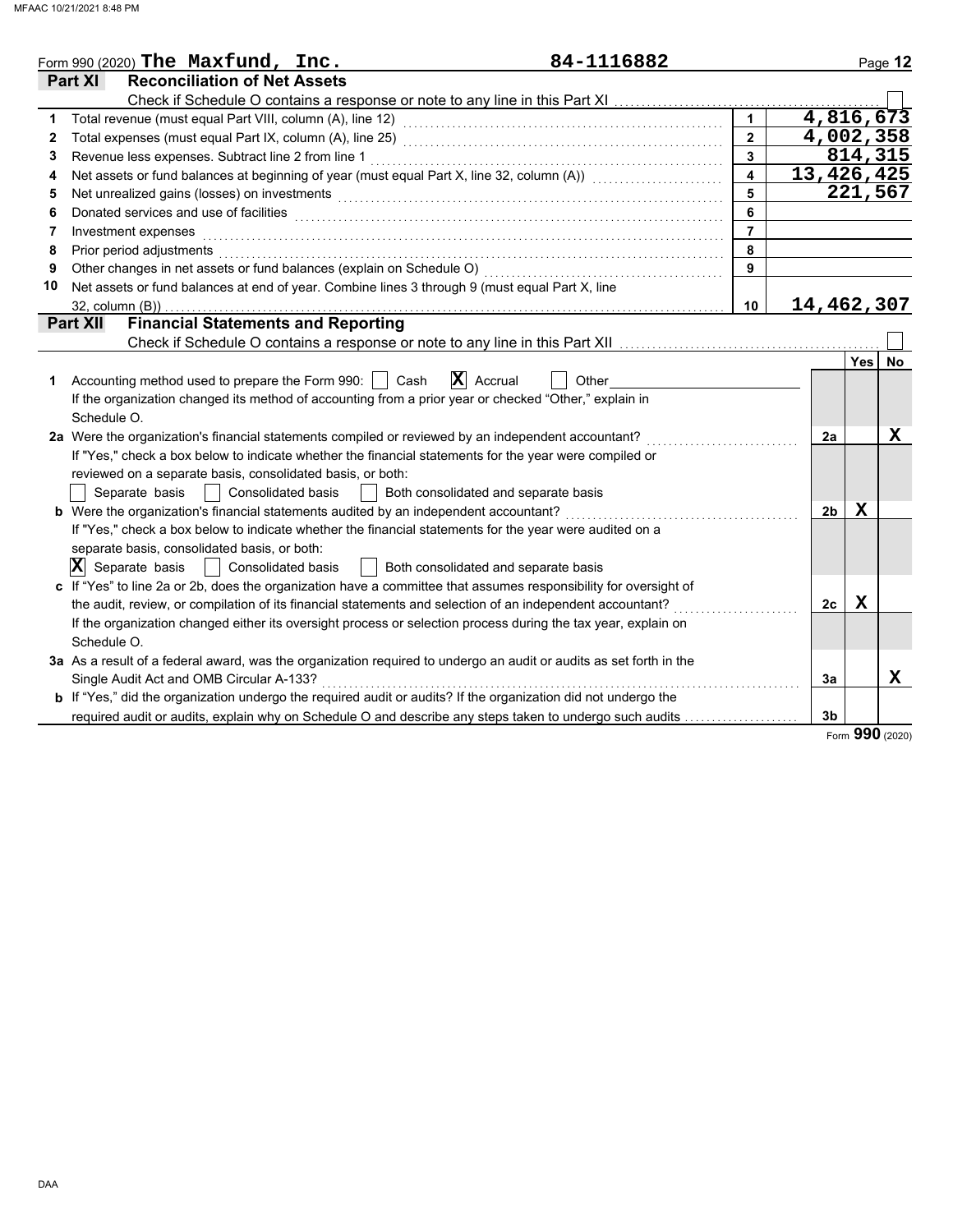Form 990 (2020) **The Maxfund, Inc.** **84-1116882**

## Part XI Reconciliation of Net Assets

Check if Schedule O contains a response or note to any line in this Part XI ☐

| | | | |
|---|---|---|---|
| 1 | Total revenue (must equal Part VIII, column (A), line 12) | 1 | 4,816,673 |
| 2 | Total expenses (must equal Part IX, column (A), line 25) | 2 | 4,002,358 |
| 3 | Revenue less expenses. Subtract line 2 from line 1 | 3 | 814,315 |
| 4 | Net assets or fund balances at beginning of year (must equal Part X, line 32, column (A)) | 4 | 13,426,425 |
| 5 | Net unrealized gains (losses) on investments | 5 | 221,567 |
| 6 | Donated services and use of facilities | 6 | |
| 7 | Investment expenses | 7 | |
| 8 | Prior period adjustments | 8 | |
| 9 | Other changes in net assets or fund balances (explain on Schedule O) | 9 | |
| 10 | Net assets or fund balances at end of year. Combine lines 3 through 9 (must equal Part X, line 32, column (B)) | 10 | 14,462,307 |

## Part XII Financial Statements and Reporting

Check if Schedule O contains a response or note to any line in this Part XII ☐

| | | | Yes | No |
|---|---|---|---|---|
| 1 | Accounting method used to prepare the Form 990: ☐ Cash ☒ Accrual ☐ Other<br>If the organization changed its method of accounting from a prior year or checked "Other," explain in Schedule O. | | | |
| 2a | Were the organization's financial statements compiled or reviewed by an independent accountant?<br>If "Yes," check a box below to indicate whether the financial statements for the year were compiled or reviewed on a separate basis, consolidated basis, or both:<br>☐ Separate basis ☐ Consolidated basis ☐ Both consolidated and separate basis | 2a | | X |
| b | Were the organization's financial statements audited by an independent accountant?<br>If "Yes," check a box below to indicate whether the financial statements for the year were audited on a separate basis, consolidated basis, or both:<br>☒ Separate basis ☐ Consolidated basis ☐ Both consolidated and separate basis | 2b | X | |
| c | If "Yes" to line 2a or 2b, does the organization have a committee that assumes responsibility for oversight of the audit, review, or compilation of its financial statements and selection of an independent accountant?<br>If the organization changed either its oversight process or selection process during the tax year, explain on Schedule O. | 2c | X | |
| 3a | As a result of a federal award, was the organization required to undergo an audit or audits as set forth in the Single Audit Act and OMB Circular A-133? | 3a | | X |
| b | If "Yes," did the organization undergo the required audit or audits? If the organization did not undergo the required audit or audits, explain why on Schedule O and describe any steps taken to undergo such audits | 3b | | |

Form **990** (2020)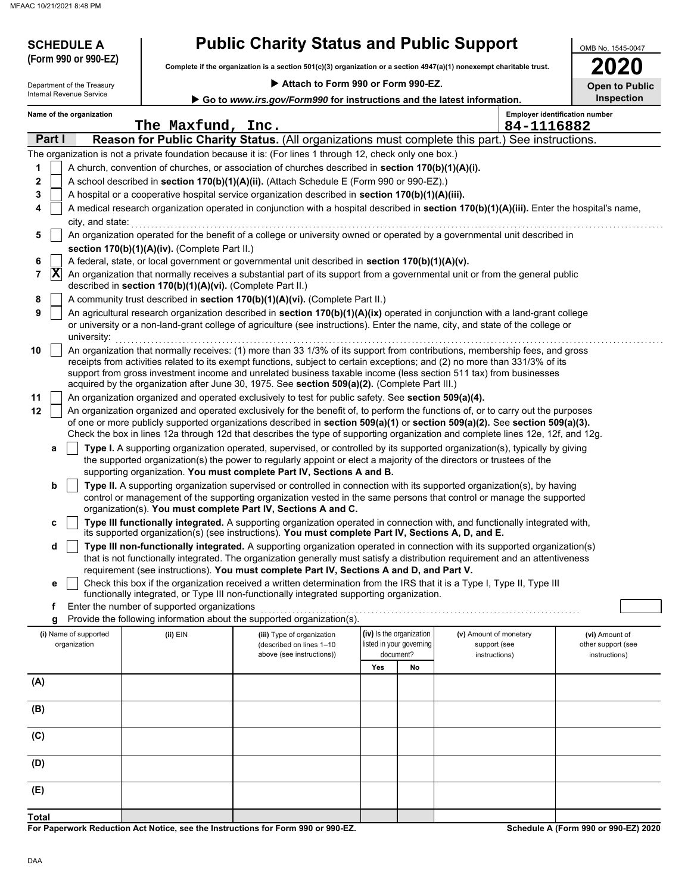**SCHEDULE A (Form 990 or 990-EZ)**

Department of the Treasury
Internal Revenue Service

# Public Charity Status and Public Support

**Complete if the organization is a section 501(c)(3) organization or a section 4947(a)(1) nonexempt charitable trust.**

▶ **Attach to Form 990 or Form 990-EZ.**

▶ **Go to *www.irs.gov/Form990* for instructions and the latest information.**

OMB No. 1545-0047

**2020**

**Open to Public Inspection**

Name of the organization: The Maxfund, Inc.

Employer identification number: 84-1116882

## Part I — Reason for Public Charity Status. (All organizations must complete this part.) See instructions.

The organization is not a private foundation because it is: (For lines 1 through 12, check only one box.)

1. [ ] A church, convention of churches, or association of churches described in **section 170(b)(1)(A)(i).**
2. [ ] A school described in **section 170(b)(1)(A)(ii).** (Attach Schedule E (Form 990 or 990-EZ).)
3. [ ] A hospital or a cooperative hospital service organization described in **section 170(b)(1)(A)(iii).**
4. [ ] A medical research organization operated in conjunction with a hospital described in **section 170(b)(1)(A)(iii).** Enter the hospital's name, city, and state:
5. [ ] An organization operated for the benefit of a college or university owned or operated by a governmental unit described in **section 170(b)(1)(A)(iv).** (Complete Part II.)
6. [ ] A federal, state, or local government or governmental unit described in **section 170(b)(1)(A)(v).**
7. [X] An organization that normally receives a substantial part of its support from a governmental unit or from the general public described in **section 170(b)(1)(A)(vi).** (Complete Part II.)
8. [ ] A community trust described in **section 170(b)(1)(A)(vi).** (Complete Part II.)
9. [ ] An agricultural research organization described in **section 170(b)(1)(A)(ix)** operated in conjunction with a land-grant college or university or a non-land-grant college of agriculture (see instructions). Enter the name, city, and state of the college or university:
10. [ ] An organization that normally receives: (1) more than 33 1/3% of its support from contributions, membership fees, and gross receipts from activities related to its exempt functions, subject to certain exceptions; and (2) no more than 331/3% of its support from gross investment income and unrelated business taxable income (less section 511 tax) from businesses acquired by the organization after June 30, 1975. See **section 509(a)(2).** (Complete Part III.)
11. [ ] An organization organized and operated exclusively to test for public safety. See **section 509(a)(4).**
12. [ ] An organization organized and operated exclusively for the benefit of, to perform the functions of, or to carry out the purposes of one or more publicly supported organizations described in **section 509(a)(1)** or **section 509(a)(2).** See **section 509(a)(3).** Check the box in lines 12a through 12d that describes the type of supporting organization and complete lines 12e, 12f, and 12g.
   - **a** [ ] **Type I.** A supporting organization operated, supervised, or controlled by its supported organization(s), typically by giving the supported organization(s) the power to regularly appoint or elect a majority of the directors or trustees of the supporting organization. **You must complete Part IV, Sections A and B.**
   - **b** [ ] **Type II.** A supporting organization supervised or controlled in connection with its supported organization(s), by having control or management of the supporting organization vested in the same persons that control or manage the supported organization(s). **You must complete Part IV, Sections A and C.**
   - **c** [ ] **Type III functionally integrated.** A supporting organization operated in connection with, and functionally integrated with, its supported organization(s) (see instructions). **You must complete Part IV, Sections A, D, and E.**
   - **d** [ ] **Type III non-functionally integrated.** A supporting organization operated in connection with its supported organization(s) that is not functionally integrated. The organization generally must satisfy a distribution requirement and an attentiveness requirement (see instructions). **You must complete Part IV, Sections A and D, and Part V.**
   - **e** [ ] Check this box if the organization received a written determination from the IRS that it is a Type I, Type II, Type III functionally integrated, or Type III non-functionally integrated supporting organization.
   - **f** Enter the number of supported organizations
   - **g** Provide the following information about the supported organization(s).

| (i) Name of supported organization | (ii) EIN | (iii) Type of organization (described on lines 1–10 above (see instructions)) | (iv) Is the organization listed in your governing document? Yes | No | (v) Amount of monetary support (see instructions) | (vi) Amount of other support (see instructions) |
|---|---|---|---|---|---|---|
| (A) | | | | | | |
| (B) | | | | | | |
| (C) | | | | | | |
| (D) | | | | | | |
| (E) | | | | | | |
| **Total** | | | | | | |

**For Paperwork Reduction Act Notice, see the Instructions for Form 990 or 990-EZ.** **Schedule A (Form 990 or 990-EZ) 2020**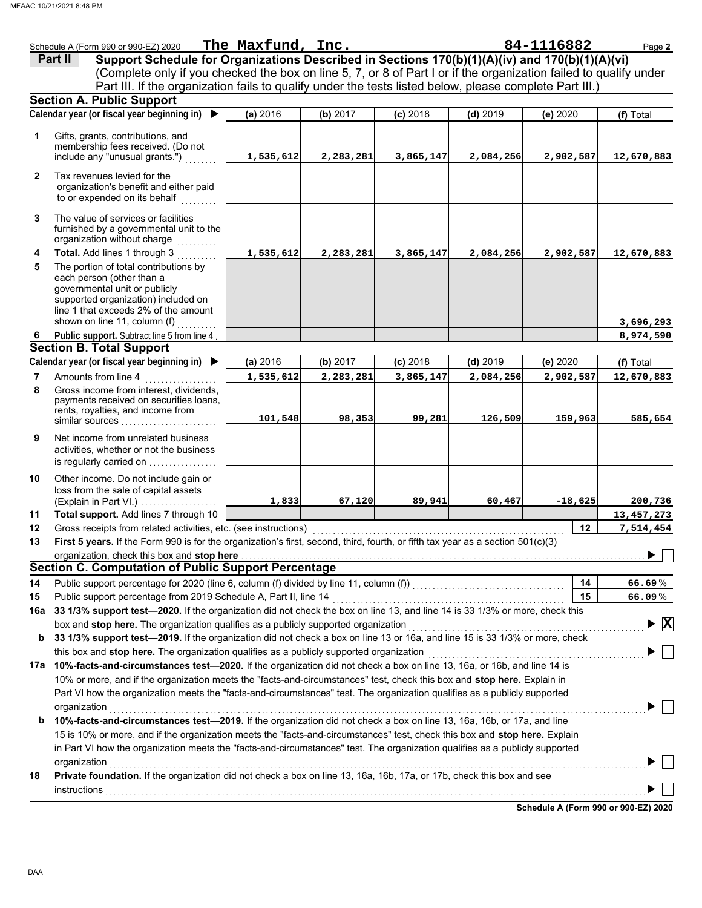Schedule A (Form 990 or 990-EZ) 2020 **The Maxfund, Inc.** **84-1116882** Page **2**

## Part II Support Schedule for Organizations Described in Sections 170(b)(1)(A)(iv) and 170(b)(1)(A)(vi)

(Complete only if you checked the box on line 5, 7, or 8 of Part I or if the organization failed to qualify under Part III. If the organization fails to qualify under the tests listed below, please complete Part III.)

### Section A. Public Support

| Calendar year (or fiscal year beginning in) ▶ | (a) 2016 | (b) 2017 | (c) 2018 | (d) 2019 | (e) 2020 | (f) Total |
|---|---|---|---|---|---|---|
| **1** Gifts, grants, contributions, and membership fees received. (Do not include any "unusual grants.") | 1,535,612 | 2,283,281 | 3,865,147 | 2,084,256 | 2,902,587 | 12,670,883 |
| **2** Tax revenues levied for the organization's benefit and either paid to or expended on its behalf | | | | | | |
| **3** The value of services or facilities furnished by a governmental unit to the organization without charge | | | | | | |
| **4** **Total.** Add lines 1 through 3 | 1,535,612 | 2,283,281 | 3,865,147 | 2,084,256 | 2,902,587 | 12,670,883 |
| **5** The portion of total contributions by each person (other than a governmental unit or publicly supported organization) included on line 1 that exceeds 2% of the amount shown on line 11, column (f) | | | | | | 3,696,293 |
| **6** **Public support.** Subtract line 5 from line 4 | | | | | | 8,974,590 |

### Section B. Total Support

| Calendar year (or fiscal year beginning in) ▶ | (a) 2016 | (b) 2017 | (c) 2018 | (d) 2019 | (e) 2020 | (f) Total |
|---|---|---|---|---|---|---|
| **7** Amounts from line 4 | 1,535,612 | 2,283,281 | 3,865,147 | 2,084,256 | 2,902,587 | 12,670,883 |
| **8** Gross income from interest, dividends, payments received on securities loans, rents, royalties, and income from similar sources | 101,548 | 98,353 | 99,281 | 126,509 | 159,963 | 585,654 |
| **9** Net income from unrelated business activities, whether or not the business is regularly carried on | | | | | | |
| **10** Other income. Do not include gain or loss from the sale of capital assets (Explain in Part VI.) | 1,833 | 67,120 | 89,941 | 60,467 | -18,625 | 200,736 |
| **11** **Total support.** Add lines 7 through 10 | | | | | | 13,457,273 |

**12** Gross receipts from related activities, etc. (see instructions) **12** 7,514,454

**13** **First 5 years.** If the Form 990 is for the organization's first, second, third, fourth, or fifth tax year as a section 501(c)(3) organization, check this box and **stop here** ▶ ☐

### Section C. Computation of Public Support Percentage

**14** Public support percentage for 2020 (line 6, column (f) divided by line 11, column (f)) **14** 66.69 %

**15** Public support percentage from 2019 Schedule A, Part II, line 14 **15** 66.09 %

**16a** **33 1/3% support test—2020.** If the organization did not check the box on line 13, and line 14 is 33 1/3% or more, check this box and **stop here.** The organization qualifies as a publicly supported organization ▶ ☒

**b** **33 1/3% support test—2019.** If the organization did not check a box on line 13 or 16a, and line 15 is 33 1/3% or more, check this box and **stop here.** The organization qualifies as a publicly supported organization ▶ ☐

**17a** **10%-facts-and-circumstances test—2020.** If the organization did not check a box on line 13, 16a, or 16b, and line 14 is 10% or more, and if the organization meets the "facts-and-circumstances" test, check this box and **stop here.** Explain in Part VI how the organization meets the "facts-and-circumstances" test. The organization qualifies as a publicly supported organization ▶ ☐

**b** **10%-facts-and-circumstances test—2019.** If the organization did not check a box on line 13, 16a, 16b, or 17a, and line 15 is 10% or more, and if the organization meets the "facts-and-circumstances" test, check this box and **stop here.** Explain in Part VI how the organization meets the "facts-and-circumstances" test. The organization qualifies as a publicly supported organization ▶ ☐

**18** **Private foundation.** If the organization did not check a box on line 13, 16a, 16b, 17a, or 17b, check this box and see instructions ▶ ☐

**Schedule A (Form 990 or 990-EZ) 2020**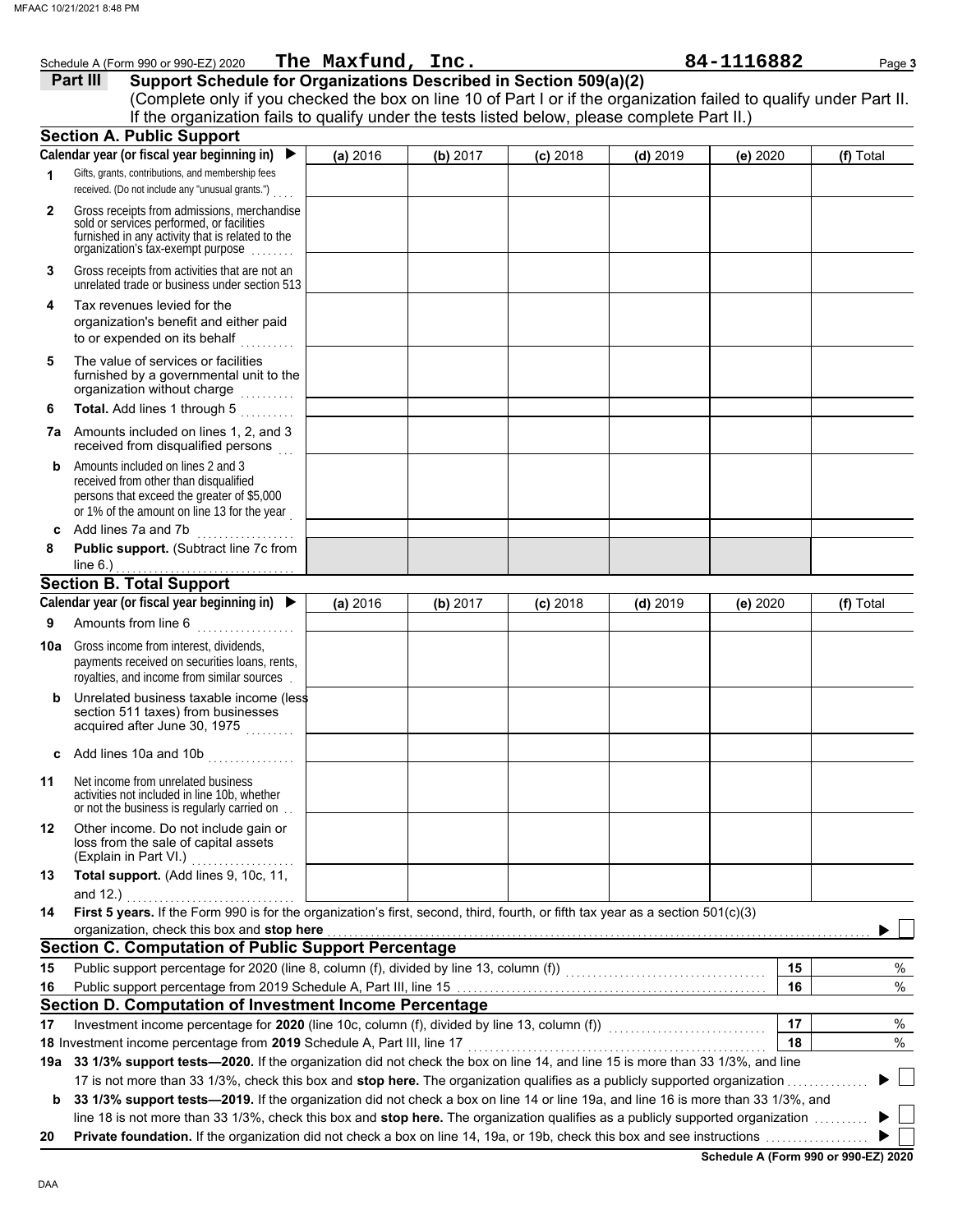Schedule A (Form 990 or 990-EZ) 2020 **The Maxfund, Inc.** **84-1116882** Page **3**

## Part III Support Schedule for Organizations Described in Section 509(a)(2)

(Complete only if you checked the box on line 10 of Part I or if the organization failed to qualify under Part II. If the organization fails to qualify under the tests listed below, please complete Part II.)

### Section A. Public Support

| Calendar year (or fiscal year beginning in) ▶ | (a) 2016 | (b) 2017 | (c) 2018 | (d) 2019 | (e) 2020 | (f) Total |
|---|---|---|---|---|---|---|
| **1** Gifts, grants, contributions, and membership fees received. (Do not include any "unusual grants.") | | | | | | |
| **2** Gross receipts from admissions, merchandise sold or services performed, or facilities furnished in any activity that is related to the organization's tax-exempt purpose | | | | | | |
| **3** Gross receipts from activities that are not an unrelated trade or business under section 513 | | | | | | |
| **4** Tax revenues levied for the organization's benefit and either paid to or expended on its behalf | | | | | | |
| **5** The value of services or facilities furnished by a governmental unit to the organization without charge | | | | | | |
| **6** **Total.** Add lines 1 through 5 | | | | | | |
| **7a** Amounts included on lines 1, 2, and 3 received from disqualified persons | | | | | | |
| **b** Amounts included on lines 2 and 3 received from other than disqualified persons that exceed the greater of $5,000 or 1% of the amount on line 13 for the year | | | | | | |
| **c** Add lines 7a and 7b | | | | | | |
| **8** **Public support.** (Subtract line 7c from line 6.) | | | | | | |

### Section B. Total Support

| Calendar year (or fiscal year beginning in) ▶ | (a) 2016 | (b) 2017 | (c) 2018 | (d) 2019 | (e) 2020 | (f) Total |
|---|---|---|---|---|---|---|
| **9** Amounts from line 6 | | | | | | |
| **10a** Gross income from interest, dividends, payments received on securities loans, rents, royalties, and income from similar sources | | | | | | |
| **b** Unrelated business taxable income (less section 511 taxes) from businesses acquired after June 30, 1975 | | | | | | |
| **c** Add lines 10a and 10b | | | | | | |
| **11** Net income from unrelated business activities not included in line 10b, whether or not the business is regularly carried on | | | | | | |
| **12** Other income. Do not include gain or loss from the sale of capital assets (Explain in Part VI.) | | | | | | |
| **13** **Total support.** (Add lines 9, 10c, 11, and 12.) | | | | | | |

**14** **First 5 years.** If the Form 990 is for the organization's first, second, third, fourth, or fifth tax year as a section 501(c)(3) organization, check this box and **stop here** ▶ ☐

### Section C. Computation of Public Support Percentage

| | | | |
|---|---|---|---|
| **15** | Public support percentage for 2020 (line 8, column (f), divided by line 13, column (f)) | 15 | % |
| **16** | Public support percentage from 2019 Schedule A, Part III, line 15 | 16 | % |

### Section D. Computation of Investment Income Percentage

| | | | |
|---|---|---|---|
| **17** | Investment income percentage for **2020** (line 10c, column (f), divided by line 13, column (f)) | 17 | % |
| **18** | Investment income percentage from **2019** Schedule A, Part III, line 17 | 18 | % |

**19a** **33 1/3% support tests—2020.** If the organization did not check the box on line 14, and line 15 is more than 33 1/3%, and line 17 is not more than 33 1/3%, check this box and **stop here.** The organization qualifies as a publicly supported organization ▶ ☐

**b** **33 1/3% support tests—2019.** If the organization did not check a box on line 14 or line 19a, and line 16 is more than 33 1/3%, and line 18 is not more than 33 1/3%, check this box and **stop here.** The organization qualifies as a publicly supported organization ▶ ☐

**20** **Private foundation.** If the organization did not check a box on line 14, 19a, or 19b, check this box and see instructions ▶ ☐

**Schedule A (Form 990 or 990-EZ) 2020**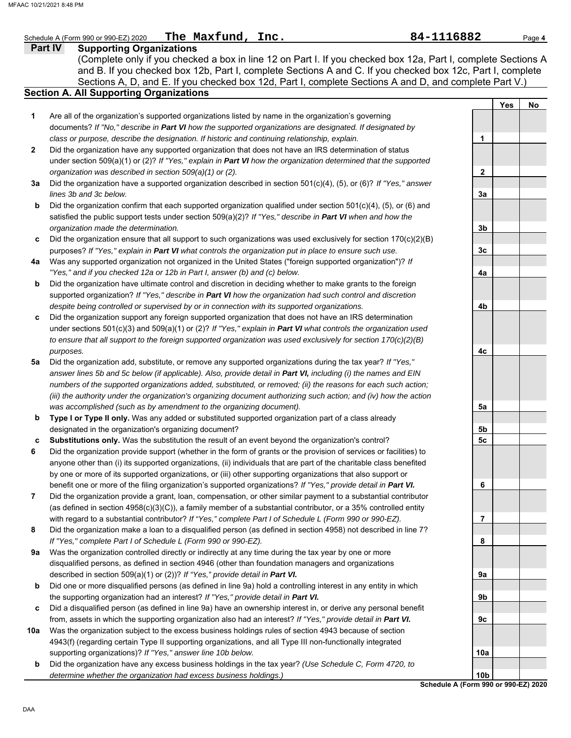Schedule A (Form 990 or 990-EZ) 2020 **The Maxfund, Inc.** **84-1116882**

## Part IV Supporting Organizations

(Complete only if you checked a box in line 12 on Part I. If you checked box 12a, Part I, complete Sections A and B. If you checked box 12b, Part I, complete Sections A and C. If you checked box 12c, Part I, complete Sections A, D, and E. If you checked box 12d, Part I, complete Sections A and D, and complete Part V.)

### Section A. All Supporting Organizations

| | | | Yes | No |
|---|---|---|---|---|
| **1** | Are all of the organization's supported organizations listed by name in the organization's governing documents? *If "No," describe in **Part VI** how the supported organizations are designated. If designated by class or purpose, describe the designation. If historic and continuing relationship, explain.* | 1 | | |
| **2** | Did the organization have any supported organization that does not have an IRS determination of status under section 509(a)(1) or (2)? *If "Yes," explain in **Part VI** how the organization determined that the supported organization was described in section 509(a)(1) or (2).* | 2 | | |
| **3a** | Did the organization have a supported organization described in section 501(c)(4), (5), or (6)? *If "Yes," answer lines 3b and 3c below.* | 3a | | |
| **b** | Did the organization confirm that each supported organization qualified under section 501(c)(4), (5), or (6) and satisfied the public support tests under section 509(a)(2)? *If "Yes," describe in **Part VI** when and how the organization made the determination.* | 3b | | |
| **c** | Did the organization ensure that all support to such organizations was used exclusively for section 170(c)(2)(B) purposes? *If "Yes," explain in **Part VI** what controls the organization put in place to ensure such use.* | 3c | | |
| **4a** | Was any supported organization not organized in the United States ("foreign supported organization")? *If "Yes," and if you checked 12a or 12b in Part I, answer (b) and (c) below.* | 4a | | |
| **b** | Did the organization have ultimate control and discretion in deciding whether to make grants to the foreign supported organization? *If "Yes," describe in **Part VI** how the organization had such control and discretion despite being controlled or supervised by or in connection with its supported organizations.* | 4b | | |
| **c** | Did the organization support any foreign supported organization that does not have an IRS determination under sections 501(c)(3) and 509(a)(1) or (2)? *If "Yes," explain in **Part VI** what controls the organization used to ensure that all support to the foreign supported organization was used exclusively for section 170(c)(2)(B) purposes.* | 4c | | |
| **5a** | Did the organization add, substitute, or remove any supported organizations during the tax year? *If "Yes," answer lines 5b and 5c below (if applicable). Also, provide detail in **Part VI,** including (i) the names and EIN numbers of the supported organizations added, substituted, or removed; (ii) the reasons for each such action; (iii) the authority under the organization's organizing document authorizing such action; and (iv) how the action was accomplished (such as by amendment to the organizing document).* | 5a | | |
| **b** | **Type I or Type II only.** Was any added or substituted supported organization part of a class already designated in the organization's organizing document? | 5b | | |
| **c** | **Substitutions only.** Was the substitution the result of an event beyond the organization's control? | 5c | | |
| **6** | Did the organization provide support (whether in the form of grants or the provision of services or facilities) to anyone other than (i) its supported organizations, (ii) individuals that are part of the charitable class benefited by one or more of its supported organizations, or (iii) other supporting organizations that also support or benefit one or more of the filing organization's supported organizations? *If "Yes," provide detail in **Part VI.*** | 6 | | |
| **7** | Did the organization provide a grant, loan, compensation, or other similar payment to a substantial contributor (as defined in section 4958(c)(3)(C)), a family member of a substantial contributor, or a 35% controlled entity with regard to a substantial contributor? *If "Yes," complete Part I of Schedule L (Form 990 or 990-EZ).* | 7 | | |
| **8** | Did the organization make a loan to a disqualified person (as defined in section 4958) not described in line 7? *If "Yes," complete Part I of Schedule L (Form 990 or 990-EZ).* | 8 | | |
| **9a** | Was the organization controlled directly or indirectly at any time during the tax year by one or more disqualified persons, as defined in section 4946 (other than foundation managers and organizations described in section 509(a)(1) or (2))? *If "Yes," provide detail in **Part VI.*** | 9a | | |
| **b** | Did one or more disqualified persons (as defined in line 9a) hold a controlling interest in any entity in which the supporting organization had an interest? *If "Yes," provide detail in **Part VI.*** | 9b | | |
| **c** | Did a disqualified person (as defined in line 9a) have an ownership interest in, or derive any personal benefit from, assets in which the supporting organization also had an interest? *If "Yes," provide detail in **Part VI.*** | 9c | | |
| **10a** | Was the organization subject to the excess business holdings rules of section 4943 because of section 4943(f) (regarding certain Type II supporting organizations, and all Type III non-functionally integrated supporting organizations)? *If "Yes," answer line 10b below.* | 10a | | |
| **b** | Did the organization have any excess business holdings in the tax year? *(Use Schedule C, Form 4720, to determine whether the organization had excess business holdings.)* | 10b | | |

**Schedule A (Form 990 or 990-EZ) 2020**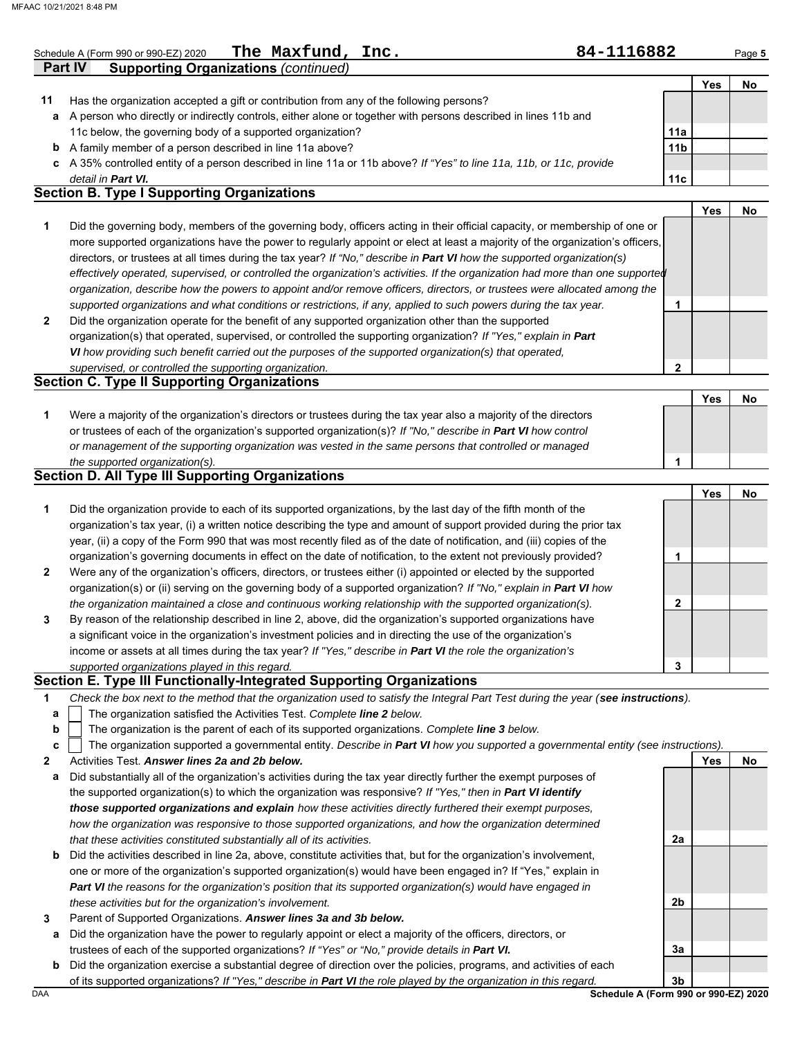Schedule A (Form 990 or 990-EZ) 2020 **The Maxfund, Inc.** 84-1116882 Page 5

## Part IV Supporting Organizations *(continued)*

| | | | Yes | No |
|---|---|---|---|---|
| **11** | Has the organization accepted a gift or contribution from any of the following persons? | | | |
| **a** | A person who directly or indirectly controls, either alone or together with persons described in lines 11b and 11c below, the governing body of a supported organization? | **11a** | | |
| **b** | A family member of a person described in line 11a above? | **11b** | | |
| **c** | A 35% controlled entity of a person described in line 11a or 11b above? *If "Yes" to line 11a, 11b, or 11c, provide detail in* ***Part VI.*** | **11c** | | |

### Section B. Type I Supporting Organizations

| | | | Yes | No |
|---|---|---|---|---|
| **1** | Did the governing body, members of the governing body, officers acting in their official capacity, or membership of one or more supported organizations have the power to regularly appoint or elect at least a majority of the organization's officers, directors, or trustees at all times during the tax year? *If "No," describe in* ***Part VI*** *how the supported organization(s) effectively operated, supervised, or controlled the organization's activities. If the organization had more than one supported organization, describe how the powers to appoint and/or remove officers, directors, or trustees were allocated among the supported organizations and what conditions or restrictions, if any, applied to such powers during the tax year.* | **1** | | |
| **2** | Did the organization operate for the benefit of any supported organization other than the supported organization(s) that operated, supervised, or controlled the supporting organization? *If "Yes," explain in* ***Part VI*** *how providing such benefit carried out the purposes of the supported organization(s) that operated, supervised, or controlled the supporting organization.* | **2** | | |

### Section C. Type II Supporting Organizations

| | | | Yes | No |
|---|---|---|---|---|
| **1** | Were a majority of the organization's directors or trustees during the tax year also a majority of the directors or trustees of each of the organization's supported organization(s)? *If "No," describe in* ***Part VI*** *how control or management of the supporting organization was vested in the same persons that controlled or managed the supported organization(s).* | **1** | | |

### Section D. All Type III Supporting Organizations

| | | | Yes | No |
|---|---|---|---|---|
| **1** | Did the organization provide to each of its supported organizations, by the last day of the fifth month of the organization's tax year, (i) a written notice describing the type and amount of support provided during the prior tax year, (ii) a copy of the Form 990 that was most recently filed as of the date of notification, and (iii) copies of the organization's governing documents in effect on the date of notification, to the extent not previously provided? | **1** | | |
| **2** | Were any of the organization's officers, directors, or trustees either (i) appointed or elected by the supported organization(s) or (ii) serving on the governing body of a supported organization? *If "No," explain in* ***Part VI*** *how the organization maintained a close and continuous working relationship with the supported organization(s).* | **2** | | |
| **3** | By reason of the relationship described in line 2, above, did the organization's supported organizations have a significant voice in the organization's investment policies and in directing the use of the organization's income or assets at all times during the tax year? *If "Yes," describe in* ***Part VI*** *the role the organization's supported organizations played in this regard.* | **3** | | |

### Section E. Type III Functionally-Integrated Supporting Organizations

**1** *Check the box next to the method that the organization used to satisfy the Integral Part Test during the year (****see instructions****).*

- **a** ☐ The organization satisfied the Activities Test. *Complete* ***line 2*** *below.*
- **b** ☐ The organization is the parent of each of its supported organizations. *Complete* ***line 3*** *below.*
- **c** ☐ The organization supported a governmental entity. *Describe in* ***Part VI*** *how you supported a governmental entity (see instructions).*

| | | | Yes | No |
|---|---|---|---|---|
| **2** | Activities Test. ***Answer lines 2a and 2b below.*** | | | |
| **a** | Did substantially all of the organization's activities during the tax year directly further the exempt purposes of the supported organization(s) to which the organization was responsive? *If "Yes," then in* ***Part VI identify those supported organizations and explain*** *how these activities directly furthered their exempt purposes, how the organization was responsive to those supported organizations, and how the organization determined that these activities constituted substantially all of its activities.* | **2a** | | |
| **b** | Did the activities described in line 2a, above, constitute activities that, but for the organization's involvement, one or more of the organization's supported organization(s) would have been engaged in? If "Yes," explain in ***Part VI*** *the reasons for the organization's position that its supported organization(s) would have engaged in these activities but for the organization's involvement.* | **2b** | | |
| **3** | Parent of Supported Organizations. ***Answer lines 3a and 3b below.*** | | | |
| **a** | Did the organization have the power to regularly appoint or elect a majority of the officers, directors, or trustees of each of the supported organizations? *If "Yes" or "No," provide details in* ***Part VI.*** | **3a** | | |
| **b** | Did the organization exercise a substantial degree of direction over the policies, programs, and activities of each of its supported organizations? *If "Yes," describe in* ***Part VI*** *the role played by the organization in this regard.* | **3b** | | |

**Schedule A (Form 990 or 990-EZ) 2020**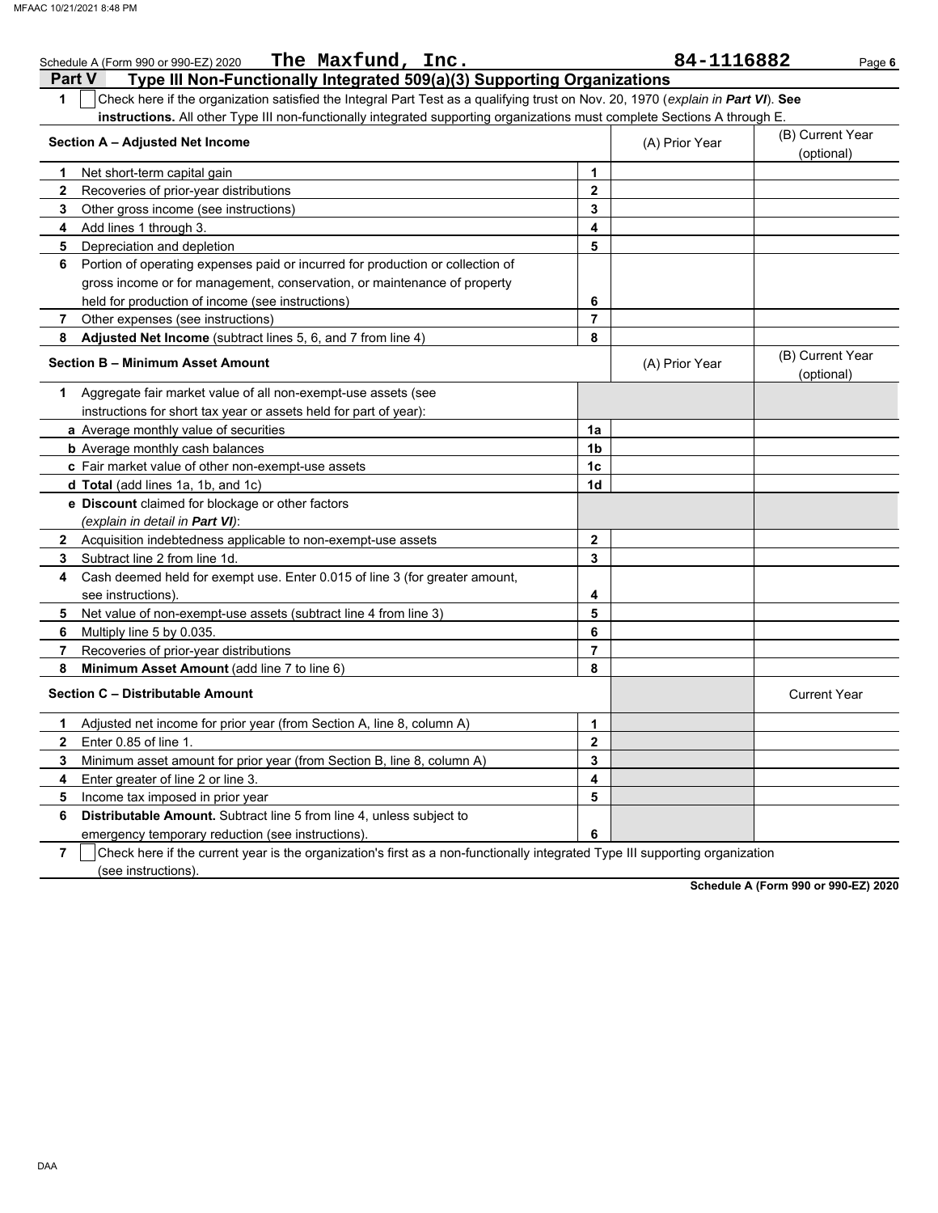Schedule A (Form 990 or 990-EZ) 2020 **The Maxfund, Inc.** **84-1116882**

## Part V Type III Non-Functionally Integrated 509(a)(3) Supporting Organizations

**1** ☐ Check here if the organization satisfied the Integral Part Test as a qualifying trust on Nov. 20, 1970 (*explain in **Part VI***). **See instructions.** All other Type III non-functionally integrated supporting organizations must complete Sections A through E.

| **Section A – Adjusted Net Income** | | (A) Prior Year | (B) Current Year (optional) |
|---|---|---|---|
| **1** Net short-term capital gain | 1 | | |
| **2** Recoveries of prior-year distributions | 2 | | |
| **3** Other gross income (see instructions) | 3 | | |
| **4** Add lines 1 through 3. | 4 | | |
| **5** Depreciation and depletion | 5 | | |
| **6** Portion of operating expenses paid or incurred for production or collection of gross income or for management, conservation, or maintenance of property held for production of income (see instructions) | 6 | | |
| **7** Other expenses (see instructions) | 7 | | |
| **8** **Adjusted Net Income** (subtract lines 5, 6, and 7 from line 4) | 8 | | |

| **Section B – Minimum Asset Amount** | | (A) Prior Year | (B) Current Year (optional) |
|---|---|---|---|
| **1** Aggregate fair market value of all non-exempt-use assets (see instructions for short tax year or assets held for part of year): | | | |
| **a** Average monthly value of securities | 1a | | |
| **b** Average monthly cash balances | 1b | | |
| **c** Fair market value of other non-exempt-use assets | 1c | | |
| **d** **Total** (add lines 1a, 1b, and 1c) | 1d | | |
| **e** **Discount** claimed for blockage or other factors (*explain in detail in **Part VI***): | | | |
| **2** Acquisition indebtedness applicable to non-exempt-use assets | 2 | | |
| **3** Subtract line 2 from line 1d. | 3 | | |
| **4** Cash deemed held for exempt use. Enter 0.015 of line 3 (for greater amount, see instructions). | 4 | | |
| **5** Net value of non-exempt-use assets (subtract line 4 from line 3) | 5 | | |
| **6** Multiply line 5 by 0.035. | 6 | | |
| **7** Recoveries of prior-year distributions | 7 | | |
| **8** **Minimum Asset Amount** (add line 7 to line 6) | 8 | | |

| **Section C – Distributable Amount** | | | Current Year |
|---|---|---|---|
| **1** Adjusted net income for prior year (from Section A, line 8, column A) | 1 | | |
| **2** Enter 0.85 of line 1. | 2 | | |
| **3** Minimum asset amount for prior year (from Section B, line 8, column A) | 3 | | |
| **4** Enter greater of line 2 or line 3. | 4 | | |
| **5** Income tax imposed in prior year | 5 | | |
| **6** **Distributable Amount.** Subtract line 5 from line 4, unless subject to emergency temporary reduction (see instructions). | 6 | | |

**7** ☐ Check here if the current year is the organization's first as a non-functionally integrated Type III supporting organization (see instructions).

**Schedule A (Form 990 or 990-EZ) 2020**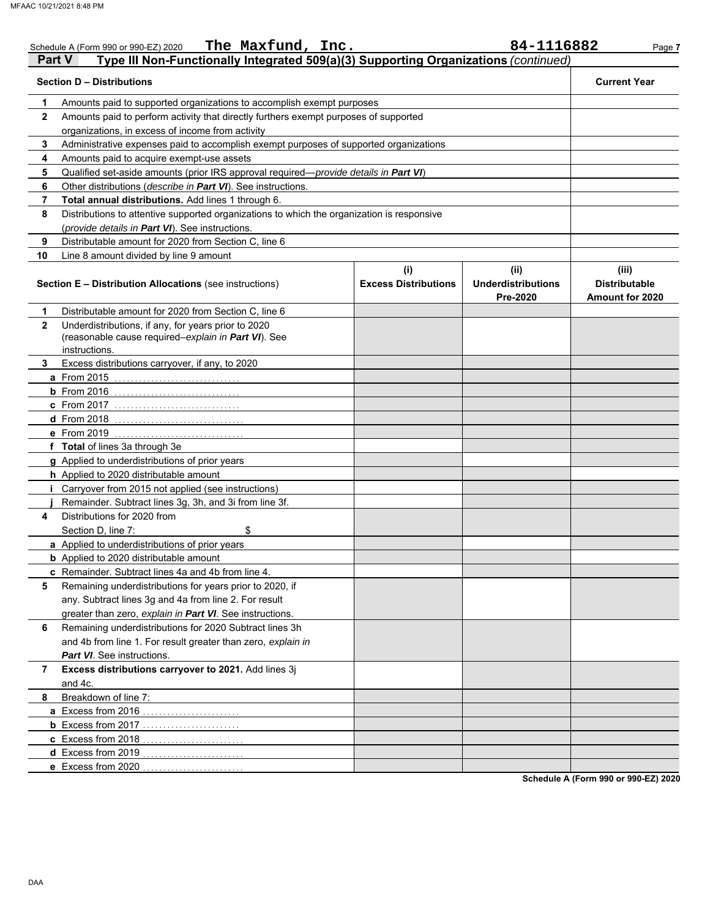Schedule A (Form 990 or 990-EZ) 2020 **The Maxfund, Inc.** **84-1116882** Page **7**

## Part V Type III Non-Functionally Integrated 509(a)(3) Supporting Organizations *(continued)*

| | **Section D – Distributions** | **Current Year** |
|---|---|---|
| **1** | Amounts paid to supported organizations to accomplish exempt purposes | |
| **2** | Amounts paid to perform activity that directly furthers exempt purposes of supported organizations, in excess of income from activity | |
| **3** | Administrative expenses paid to accomplish exempt purposes of supported organizations | |
| **4** | Amounts paid to acquire exempt-use assets | |
| **5** | Qualified set-aside amounts (prior IRS approval required—*provide details in **Part VI***) | |
| **6** | Other distributions (*describe in **Part VI***). See instructions. | |
| **7** | **Total annual distributions.** Add lines 1 through 6. | |
| **8** | Distributions to attentive supported organizations to which the organization is responsive (*provide details in **Part VI***). See instructions. | |
| **9** | Distributable amount for 2020 from Section C, line 6 | |
| **10** | Line 8 amount divided by line 9 amount | |

| | **Section E – Distribution Allocations** (see instructions) | **(i) Excess Distributions** | **(ii) Underdistributions Pre-2020** | **(iii) Distributable Amount for 2020** |
|---|---|---|---|---|
| **1** | Distributable amount for 2020 from Section C, line 6 | | | |
| **2** | Underdistributions, if any, for years prior to 2020 (reasonable cause required–*explain in **Part VI***). See instructions. | | | |
| **3** | Excess distributions carryover, if any, to 2020 | | | |
| **a** | From 2015 | | | |
| **b** | From 2016 | | | |
| **c** | From 2017 | | | |
| **d** | From 2018 | | | |
| **e** | From 2019 | | | |
| **f** | **Total** of lines 3a through 3e | | | |
| **g** | Applied to underdistributions of prior years | | | |
| **h** | Applied to 2020 distributable amount | | | |
| **i** | Carryover from 2015 not applied (see instructions) | | | |
| **j** | Remainder. Subtract lines 3g, 3h, and 3i from line 3f. | | | |
| **4** | Distributions for 2020 from Section D, line 7: $ | | | |
| **a** | Applied to underdistributions of prior years | | | |
| **b** | Applied to 2020 distributable amount | | | |
| **c** | Remainder. Subtract lines 4a and 4b from line 4. | | | |
| **5** | Remaining underdistributions for years prior to 2020, if any. Subtract lines 3g and 4a from line 2. For result greater than zero, *explain in **Part VI***. See instructions. | | | |
| **6** | Remaining underdistributions for 2020 Subtract lines 3h and 4b from line 1. For result greater than zero, *explain in **Part VI***. See instructions. | | | |
| **7** | **Excess distributions carryover to 2021.** Add lines 3j and 4c. | | | |
| **8** | Breakdown of line 7: | | | |
| **a** | Excess from 2016 | | | |
| **b** | Excess from 2017 | | | |
| **c** | Excess from 2018 | | | |
| **d** | Excess from 2019 | | | |
| **e** | Excess from 2020 | | | |

**Schedule A (Form 990 or 990-EZ) 2020**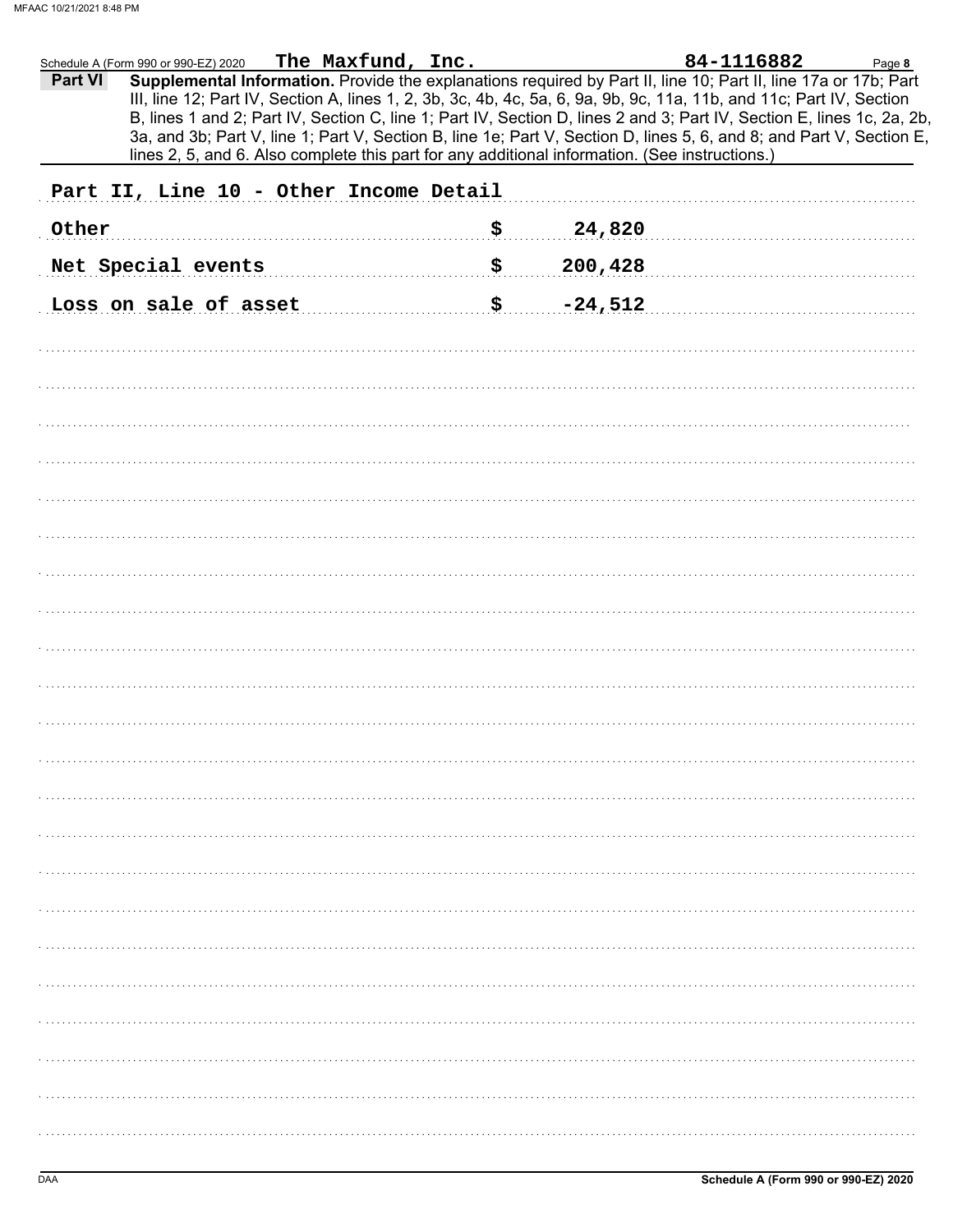Schedule A (Form 990 or 990-EZ) 2020 **The Maxfund, Inc.** **84-1116882**

**Part VI** **Supplemental Information.** Provide the explanations required by Part II, line 10; Part II, line 17a or 17b; Part III, line 12; Part IV, Section A, lines 1, 2, 3b, 3c, 4b, 4c, 5a, 6, 9a, 9b, 9c, 11a, 11b, and 11c; Part IV, Section B, lines 1 and 2; Part IV, Section C, line 1; Part IV, Section D, lines 2 and 3; Part IV, Section E, lines 1c, 2a, 2b, 3a, and 3b; Part V, line 1; Part V, Section B, line 1e; Part V, Section D, lines 5, 6, and 8; and Part V, Section E, lines 2, 5, and 6. Also complete this part for any additional information. (See instructions.)

Part II, Line 10 - Other Income Detail

| | | |
|---|---|---|
| Other | $ | 24,820 |
| Net Special events | $ | 200,428 |
| Loss on sale of asset | $ | -24,512 |

DAA

Schedule A (Form 990 or 990-EZ) 2020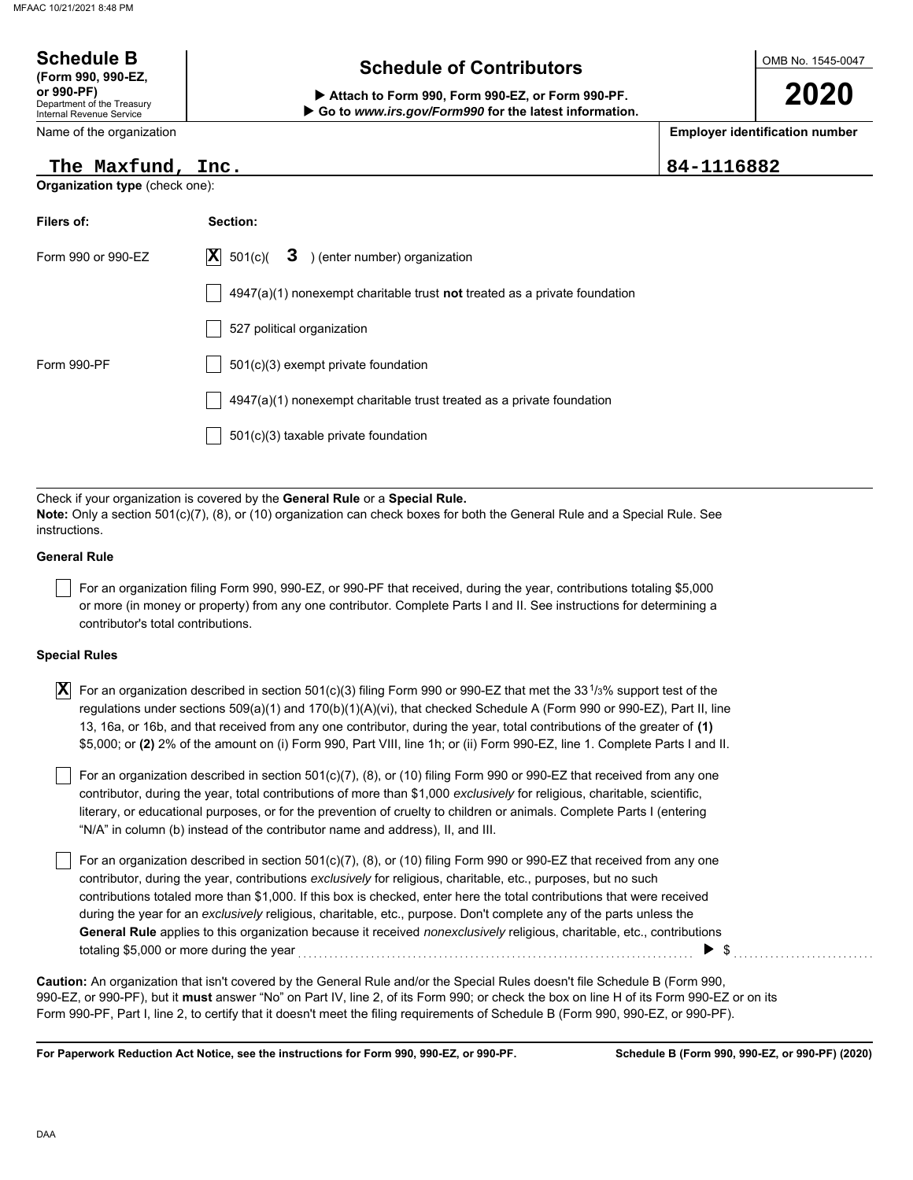**Schedule B**
**(Form 990, 990-EZ, or 990-PF)**
Department of the Treasury
Internal Revenue Service

# Schedule of Contributors

▶ **Attach to Form 990, Form 990-EZ, or Form 990-PF.**
▶ **Go to *www.irs.gov/Form990* for the latest information.**

OMB No. 1545-0047

**2020**

| Name of the organization | Employer identification number |
|---|---|
| The Maxfund, Inc. | 84-1116882 |

**Organization type** (check one):

| Filers of: | Section: |
|---|---|
| Form 990 or 990-EZ | [X] 501(c)( 3 ) (enter number) organization |
| | [ ] 4947(a)(1) nonexempt charitable trust **not** treated as a private foundation |
| | [ ] 527 political organization |
| Form 990-PF | [ ] 501(c)(3) exempt private foundation |
| | [ ] 4947(a)(1) nonexempt charitable trust treated as a private foundation |
| | [ ] 501(c)(3) taxable private foundation |

Check if your organization is covered by the **General Rule** or a **Special Rule.**
**Note:** Only a section 501(c)(7), (8), or (10) organization can check boxes for both the General Rule and a Special Rule. See instructions.

**General Rule**

[ ] For an organization filing Form 990, 990-EZ, or 990-PF that received, during the year, contributions totaling $5,000 or more (in money or property) from any one contributor. Complete Parts I and II. See instructions for determining a contributor's total contributions.

**Special Rules**

[X] For an organization described in section 501(c)(3) filing Form 990 or 990-EZ that met the 33 1/3% support test of the regulations under sections 509(a)(1) and 170(b)(1)(A)(vi), that checked Schedule A (Form 990 or 990-EZ), Part II, line 13, 16a, or 16b, and that received from any one contributor, during the year, total contributions of the greater of **(1)** $5,000; or **(2)** 2% of the amount on (i) Form 990, Part VIII, line 1h; or (ii) Form 990-EZ, line 1. Complete Parts I and II.

[ ] For an organization described in section 501(c)(7), (8), or (10) filing Form 990 or 990-EZ that received from any one contributor, during the year, total contributions of more than $1,000 *exclusively* for religious, charitable, scientific, literary, or educational purposes, or for the prevention of cruelty to children or animals. Complete Parts I (entering "N/A" in column (b) instead of the contributor name and address), II, and III.

[ ] For an organization described in section 501(c)(7), (8), or (10) filing Form 990 or 990-EZ that received from any one contributor, during the year, contributions *exclusively* for religious, charitable, etc., purposes, but no such contributions totaled more than $1,000. If this box is checked, enter here the total contributions that were received during the year for an *exclusively* religious, charitable, etc., purpose. Don't complete any of the parts unless the **General Rule** applies to this organization because it received *nonexclusively* religious, charitable, etc., contributions totaling $5,000 or more during the year . . . . . ▶ $ . . . . . . . .

**Caution:** An organization that isn't covered by the General Rule and/or the Special Rules doesn't file Schedule B (Form 990, 990-EZ, or 990-PF), but it **must** answer "No" on Part IV, line 2, of its Form 990; or check the box on line H of its Form 990-EZ or on its Form 990-PF, Part I, line 2, to certify that it doesn't meet the filing requirements of Schedule B (Form 990, 990-EZ, or 990-PF).

**For Paperwork Reduction Act Notice, see the instructions for Form 990, 990-EZ, or 990-PF.** **Schedule B (Form 990, 990-EZ, or 990-PF) (2020)**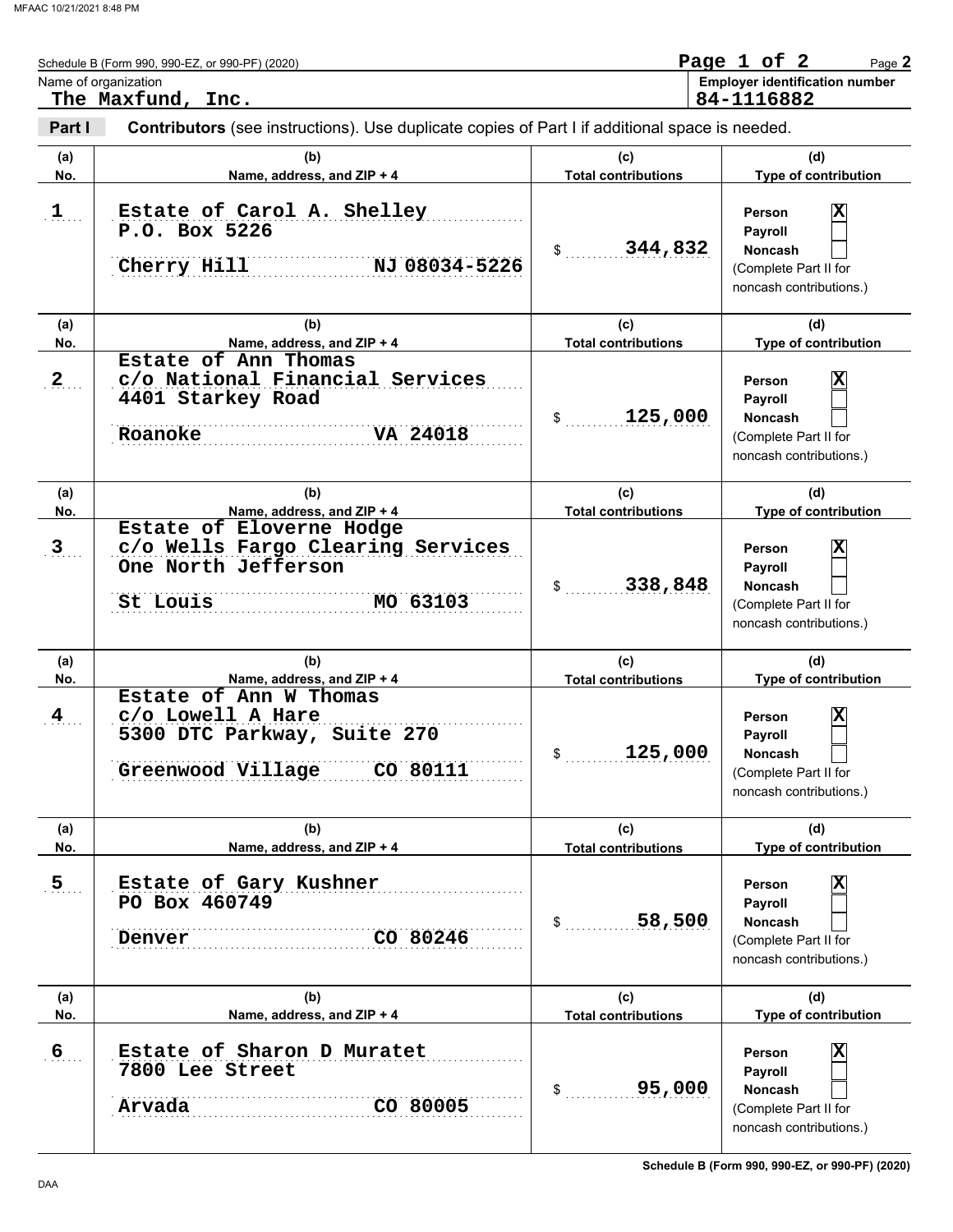Schedule B (Form 990, 990-EZ, or 990-PF) (2020)

Page 1 of 2

Name of organization: **The Maxfund, Inc.**

Employer identification number: **84-1116882**

## Part I — Contributors (see instructions). Use duplicate copies of Part I if additional space is needed.

| (a) No. | (b) Name, address, and ZIP + 4 | (c) Total contributions | (d) Type of contribution |
|---|---|---|---|
| 1 | Estate of Carol A. Shelley<br>P.O. Box 5226<br>Cherry Hill NJ 08034-5226 | $ 344,832 | Person [X]<br>Payroll [ ]<br>Noncash [ ]<br>(Complete Part II for noncash contributions.) |
| 2 | Estate of Ann Thomas<br>c/o National Financial Services<br>4401 Starkey Road<br>Roanoke VA 24018 | $ 125,000 | Person [X]<br>Payroll [ ]<br>Noncash [ ]<br>(Complete Part II for noncash contributions.) |
| 3 | Estate of Eloverne Hodge<br>c/o Wells Fargo Clearing Services<br>One North Jefferson<br>St Louis MO 63103 | $ 338,848 | Person [X]<br>Payroll [ ]<br>Noncash [ ]<br>(Complete Part II for noncash contributions.) |
| 4 | Estate of Ann W Thomas<br>c/o Lowell A Hare<br>5300 DTC Parkway, Suite 270<br>Greenwood Village CO 80111 | $ 125,000 | Person [X]<br>Payroll [ ]<br>Noncash [ ]<br>(Complete Part II for noncash contributions.) |
| 5 | Estate of Gary Kushner<br>PO Box 460749<br>Denver CO 80246 | $ 58,500 | Person [X]<br>Payroll [ ]<br>Noncash [ ]<br>(Complete Part II for noncash contributions.) |
| 6 | Estate of Sharon D Muratet<br>7800 Lee Street<br>Arvada CO 80005 | $ 95,000 | Person [X]<br>Payroll [ ]<br>Noncash [ ]<br>(Complete Part II for noncash contributions.) |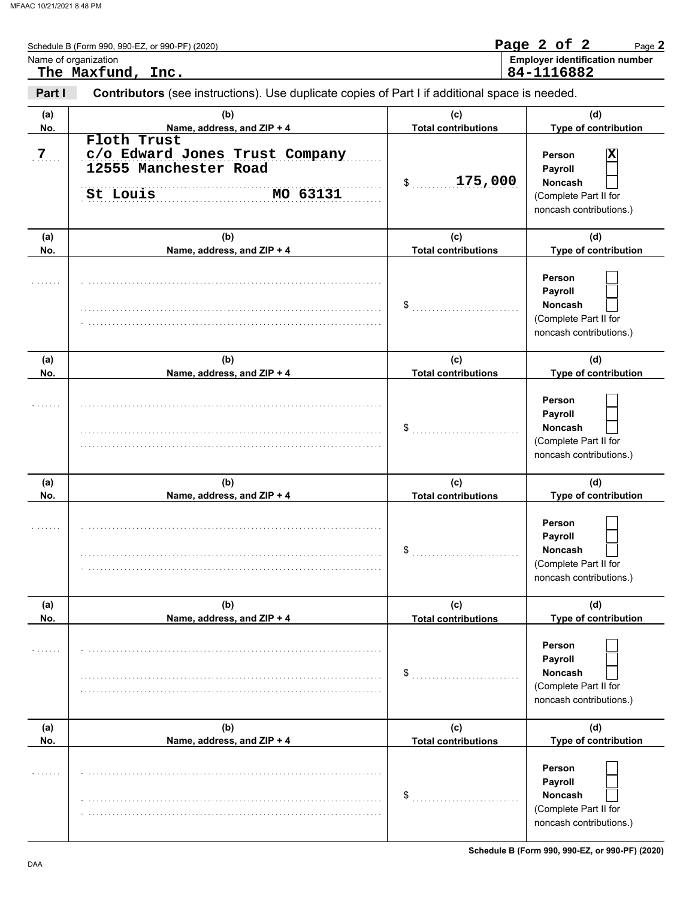Schedule B (Form 990, 990-EZ, or 990-PF) (2020)

Name of organization: **The Maxfund, Inc.**

Employer identification number: **84-1116882**

**Part I** **Contributors** (see instructions). Use duplicate copies of Part I if additional space is needed.

| (a) No. | (b) Name, address, and ZIP + 4 | (c) Total contributions | (d) Type of contribution |
|---|---|---|---|
| 7 | Floth Trust<br>c/o Edward Jones Trust Company<br>12555 Manchester Road<br>St Louis MO 63131 | $ 175,000 | Person [X]<br>Payroll [ ]<br>Noncash [ ]<br>(Complete Part II for noncash contributions.) |
| | | $ | Person [ ]<br>Payroll [ ]<br>Noncash [ ]<br>(Complete Part II for noncash contributions.) |
| | | $ | Person [ ]<br>Payroll [ ]<br>Noncash [ ]<br>(Complete Part II for noncash contributions.) |
| | | $ | Person [ ]<br>Payroll [ ]<br>Noncash [ ]<br>(Complete Part II for noncash contributions.) |
| | | $ | Person [ ]<br>Payroll [ ]<br>Noncash [ ]<br>(Complete Part II for noncash contributions.) |
| | | $ | Person [ ]<br>Payroll [ ]<br>Noncash [ ]<br>(Complete Part II for noncash contributions.) |

Schedule B (Form 990, 990-EZ, or 990-PF) (2020)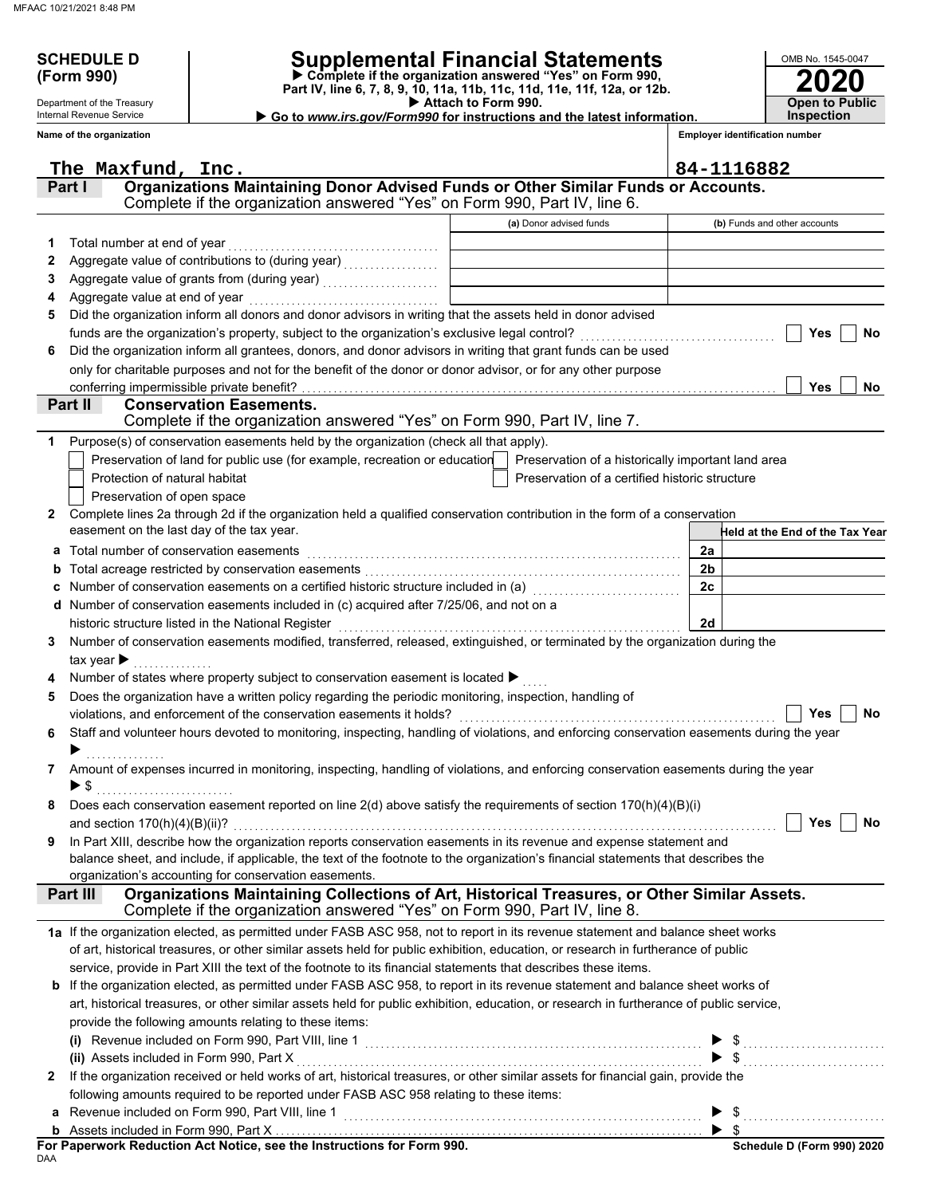MFAAC 10/21/2021 8:48 PM

**SCHEDULE D (Form 990)**

Department of the Treasury
Internal Revenue Service

# Supplemental Financial Statements

▶ **Complete if the organization answered "Yes" on Form 990, Part IV, line 6, 7, 8, 9, 10, 11a, 11b, 11c, 11d, 11e, 11f, 12a, or 12b.**
▶ **Attach to Form 990.**
▶ **Go to *www.irs.gov/Form990* for instructions and the latest information.**

OMB No. 1545-0047
**2020**
**Open to Public Inspection**

**Name of the organization**: The Maxfund, Inc.
**Employer identification number**: 84-1116882

## Part I — Organizations Maintaining Donor Advised Funds or Other Similar Funds or Accounts.
Complete if the organization answered "Yes" on Form 990, Part IV, line 6.

| | | (a) Donor advised funds | (b) Funds and other accounts |
|---|---|---|---|
| 1 | Total number at end of year | | |
| 2 | Aggregate value of contributions to (during year) | | |
| 3 | Aggregate value of grants from (during year) | | |
| 4 | Aggregate value at end of year | | |

5 Did the organization inform all donors and donor advisors in writing that the assets held in donor advised funds are the organization's property, subject to the organization's exclusive legal control? ☐ Yes ☐ No

6 Did the organization inform all grantees, donors, and donor advisors in writing that grant funds can be used only for charitable purposes and not for the benefit of the donor or donor advisor, or for any other purpose conferring impermissible private benefit? ☐ Yes ☐ No

## Part II — Conservation Easements.
Complete if the organization answered "Yes" on Form 990, Part IV, line 7.

1 Purpose(s) of conservation easements held by the organization (check all that apply).

☐ Preservation of land for public use (for example, recreation or education)
☐ Protection of natural habitat
☐ Preservation of open space
☐ Preservation of a historically important land area
☐ Preservation of a certified historic structure

2 Complete lines 2a through 2d if the organization held a qualified conservation contribution in the form of a conservation easement on the last day of the tax year.

| | | | Held at the End of the Tax Year |
|---|---|---|---|
| a | Total number of conservation easements | 2a | |
| b | Total acreage restricted by conservation easements | 2b | |
| c | Number of conservation easements on a certified historic structure included in (a) | 2c | |
| d | Number of conservation easements included in (c) acquired after 7/25/06, and not on a historic structure listed in the National Register | 2d | |

3 Number of conservation easements modified, transferred, released, extinguished, or terminated by the organization during the tax year ▶

4 Number of states where property subject to conservation easement is located ▶

5 Does the organization have a written policy regarding the periodic monitoring, inspection, handling of violations, and enforcement of the conservation easements it holds? ☐ Yes ☐ No

6 Staff and volunteer hours devoted to monitoring, inspecting, handling of violations, and enforcing conservation easements during the year ▶

7 Amount of expenses incurred in monitoring, inspecting, handling of violations, and enforcing conservation easements during the year ▶ $

8 Does each conservation easement reported on line 2(d) above satisfy the requirements of section 170(h)(4)(B)(i) and section 170(h)(4)(B)(ii)? ☐ Yes ☐ No

9 In Part XIII, describe how the organization reports conservation easements in its revenue and expense statement and balance sheet, and include, if applicable, the text of the footnote to the organization's financial statements that describes the organization's accounting for conservation easements.

## Part III — Organizations Maintaining Collections of Art, Historical Treasures, or Other Similar Assets.
Complete if the organization answered "Yes" on Form 990, Part IV, line 8.

**1a** If the organization elected, as permitted under FASB ASC 958, not to report in its revenue statement and balance sheet works of art, historical treasures, or other similar assets held for public exhibition, education, or research in furtherance of public service, provide in Part XIII the text of the footnote to its financial statements that describes these items.

**b** If the organization elected, as permitted under FASB ASC 958, to report in its revenue statement and balance sheet works of art, historical treasures, or other similar assets held for public exhibition, education, or research in furtherance of public service, provide the following amounts relating to these items:

(i) Revenue included on Form 990, Part VIII, line 1 ▶ $

(ii) Assets included in Form 990, Part X ▶ $

**2** If the organization received or held works of art, historical treasures, or other similar assets for financial gain, provide the following amounts required to be reported under FASB ASC 958 relating to these items:

a Revenue included on Form 990, Part VIII, line 1 ▶ $

b Assets included in Form 990, Part X ▶ $

**For Paperwork Reduction Act Notice, see the Instructions for Form 990.**
DAA
**Schedule D (Form 990) 2020**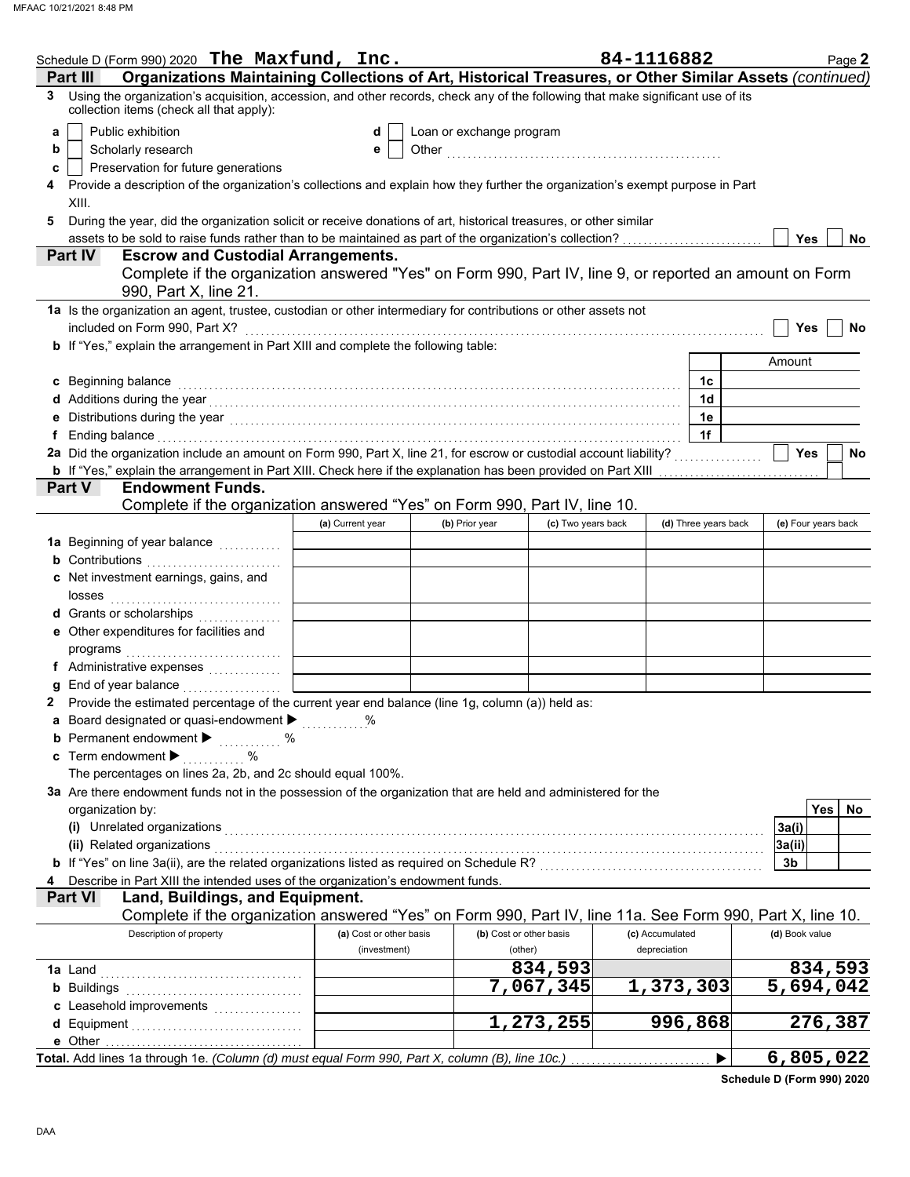Schedule D (Form 990) 2020 **The Maxfund, Inc.** **84-1116882** Page **2**

## Part III Organizations Maintaining Collections of Art, Historical Treasures, or Other Similar Assets *(continued)*

**3** Using the organization's acquisition, accession, and other records, check any of the following that make significant use of its collection items (check all that apply):

- **a** ☐ Public exhibition
- **b** ☐ Scholarly research
- **c** ☐ Preservation for future generations
- **d** ☐ Loan or exchange program
- **e** ☐ Other

**4** Provide a description of the organization's collections and explain how they further the organization's exempt purpose in Part XIII.

**5** During the year, did the organization solicit or receive donations of art, historical treasures, or other similar assets to be sold to raise funds rather than to be maintained as part of the organization's collection? ☐ Yes ☐ No

## Part IV Escrow and Custodial Arrangements.

Complete if the organization answered "Yes" on Form 990, Part IV, line 9, or reported an amount on Form 990, Part X, line 21.

**1a** Is the organization an agent, trustee, custodian or other intermediary for contributions or other assets not included on Form 990, Part X? ☐ Yes ☐ No

**b** If "Yes," explain the arrangement in Part XIII and complete the following table:

| | | Amount |
|---|---|---|
| **c** Beginning balance | 1c | |
| **d** Additions during the year | 1d | |
| **e** Distributions during the year | 1e | |
| **f** Ending balance | 1f | |

**2a** Did the organization include an amount on Form 990, Part X, line 21, for escrow or custodial account liability? ☐ Yes ☐ No

**b** If "Yes," explain the arrangement in Part XIII. Check here if the explanation has been provided on Part XIII ☐

## Part V Endowment Funds.

Complete if the organization answered "Yes" on Form 990, Part IV, line 10.

| | (a) Current year | (b) Prior year | (c) Two years back | (d) Three years back | (e) Four years back |
|---|---|---|---|---|---|
| **1a** Beginning of year balance | | | | | |
| **b** Contributions | | | | | |
| **c** Net investment earnings, gains, and losses | | | | | |
| **d** Grants or scholarships | | | | | |
| **e** Other expenditures for facilities and programs | | | | | |
| **f** Administrative expenses | | | | | |
| **g** End of year balance | | | | | |

**2** Provide the estimated percentage of the current year end balance (line 1g, column (a)) held as:

- **a** Board designated or quasi-endowment ▶ %
- **b** Permanent endowment ▶ %
- **c** Term endowment ▶ %

The percentages on lines 2a, 2b, and 2c should equal 100%.

**3a** Are there endowment funds not in the possession of the organization that are held and administered for the organization by:

| | | Yes | No |
|---|---|---|---|
| **(i)** Unrelated organizations | 3a(i) | | |
| **(ii)** Related organizations | 3a(ii) | | |
| **b** If "Yes" on line 3a(ii), are the related organizations listed as required on Schedule R? | 3b | | |

**4** Describe in Part XIII the intended uses of the organization's endowment funds.

## Part VI Land, Buildings, and Equipment.

Complete if the organization answered "Yes" on Form 990, Part IV, line 11a. See Form 990, Part X, line 10.

| Description of property | (a) Cost or other basis (investment) | (b) Cost or other basis (other) | (c) Accumulated depreciation | (d) Book value |
|---|---|---|---|---|
| **1a** Land | | 834,593 | | 834,593 |
| **b** Buildings | | 7,067,345 | 1,373,303 | 5,694,042 |
| **c** Leasehold improvements | | | | |
| **d** Equipment | | 1,273,255 | 996,868 | 276,387 |
| **e** Other | | | | |
| **Total.** Add lines 1a through 1e. *(Column (d) must equal Form 990, Part X, column (B), line 10c.)* ▶ | | | | 6,805,022 |

**Schedule D (Form 990) 2020**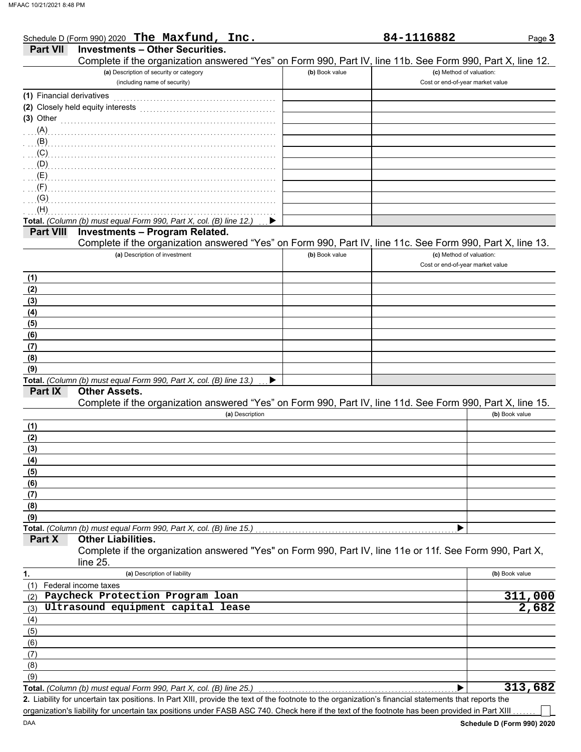Schedule D (Form 990) 2020 **The Maxfund, Inc.** **84-1116882** Page **3**

## Part VII Investments – Other Securities.

Complete if the organization answered "Yes" on Form 990, Part IV, line 11b. See Form 990, Part X, line 12.

| (a) Description of security or category (including name of security) | (b) Book value | (c) Method of valuation: Cost or end-of-year market value |
|---|---|---|
| (1) Financial derivatives | | |
| (2) Closely held equity interests | | |
| (3) Other | | |
| (A) | | |
| (B) | | |
| (C) | | |
| (D) | | |
| (E) | | |
| (F) | | |
| (G) | | |
| (H) | | |
| **Total.** *(Column (b) must equal Form 990, Part X, col. (B) line 12.)* ▶ | | |

## Part VIII Investments – Program Related.

Complete if the organization answered "Yes" on Form 990, Part IV, line 11c. See Form 990, Part X, line 13.

| (a) Description of investment | (b) Book value | (c) Method of valuation: Cost or end-of-year market value |
|---|---|---|
| (1) | | |
| (2) | | |
| (3) | | |
| (4) | | |
| (5) | | |
| (6) | | |
| (7) | | |
| (8) | | |
| (9) | | |
| **Total.** *(Column (b) must equal Form 990, Part X, col. (B) line 13.)* ▶ | | |

## Part IX Other Assets.

Complete if the organization answered "Yes" on Form 990, Part IV, line 11d. See Form 990, Part X, line 15.

| (a) Description | (b) Book value |
|---|---|
| (1) | |
| (2) | |
| (3) | |
| (4) | |
| (5) | |
| (6) | |
| (7) | |
| (8) | |
| (9) | |
| **Total.** *(Column (b) must equal Form 990, Part X, col. (B) line 15.)* ▶ | |

## Part X Other Liabilities.

Complete if the organization answered "Yes" on Form 990, Part IV, line 11e or 11f. See Form 990, Part X, line 25.

| 1. (a) Description of liability | (b) Book value |
|---|---|
| (1) Federal income taxes | |
| (2) Paycheck Protection Program loan | 311,000 |
| (3) Ultrasound equipment capital lease | 2,682 |
| (4) | |
| (5) | |
| (6) | |
| (7) | |
| (8) | |
| (9) | |
| **Total.** *(Column (b) must equal Form 990, Part X, col. (B) line 25.)* ▶ | 313,682 |

**2.** Liability for uncertain tax positions. In Part XIII, provide the text of the footnote to the organization's financial statements that reports the organization's liability for uncertain tax positions under FASB ASC 740. Check here if the text of the footnote has been provided in Part XIII ☐

DAA **Schedule D (Form 990) 2020**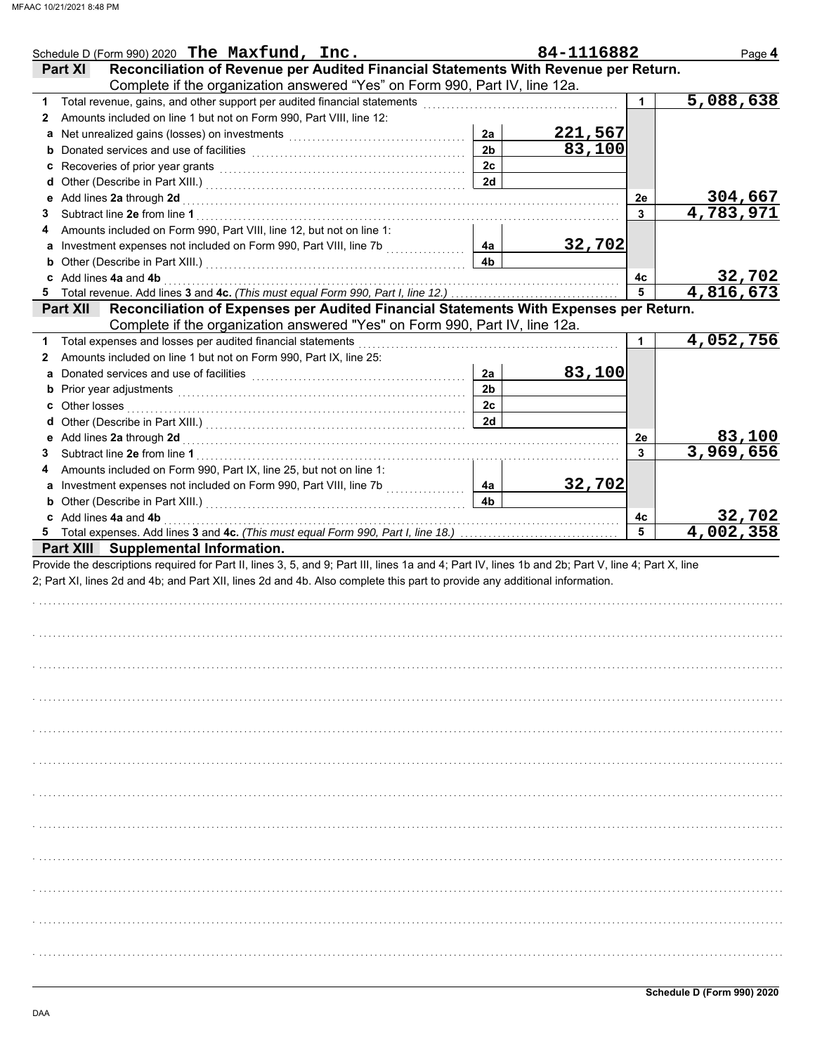Schedule D (Form 990) 2020 **The Maxfund, Inc.** 84-1116882 Page **4**

## Part XI Reconciliation of Revenue per Audited Financial Statements With Revenue per Return.

Complete if the organization answered "Yes" on Form 990, Part IV, line 12a.

| | | | | | |
|---|---|---|---|---|---|
| **1** | Total revenue, gains, and other support per audited financial statements | | | 1 | 5,088,638 |
| **2** | Amounts included on line 1 but not on Form 990, Part VIII, line 12: | | | | |
| **a** | Net unrealized gains (losses) on investments | 2a | 221,567 | | |
| **b** | Donated services and use of facilities | 2b | 83,100 | | |
| **c** | Recoveries of prior year grants | 2c | | | |
| **d** | Other (Describe in Part XIII.) | 2d | | | |
| **e** | Add lines **2a** through **2d** | | | 2e | 304,667 |
| **3** | Subtract line **2e** from line **1** | | | 3 | 4,783,971 |
| **4** | Amounts included on Form 990, Part VIII, line 12, but not on line 1: | | | | |
| **a** | Investment expenses not included on Form 990, Part VIII, line 7b | 4a | 32,702 | | |
| **b** | Other (Describe in Part XIII.) | 4b | | | |
| **c** | Add lines **4a** and **4b** | | | 4c | 32,702 |
| **5** | Total revenue. Add lines **3** and **4c.** *(This must equal Form 990, Part I, line 12.)* | | | 5 | 4,816,673 |

## Part XII Reconciliation of Expenses per Audited Financial Statements With Expenses per Return.

Complete if the organization answered "Yes" on Form 990, Part IV, line 12a.

| | | | | | |
|---|---|---|---|---|---|
| **1** | Total expenses and losses per audited financial statements | | | 1 | 4,052,756 |
| **2** | Amounts included on line 1 but not on Form 990, Part IX, line 25: | | | | |
| **a** | Donated services and use of facilities | 2a | 83,100 | | |
| **b** | Prior year adjustments | 2b | | | |
| **c** | Other losses | 2c | | | |
| **d** | Other (Describe in Part XIII.) | 2d | | | |
| **e** | Add lines **2a** through **2d** | | | 2e | 83,100 |
| **3** | Subtract line **2e** from line **1** | | | 3 | 3,969,656 |
| **4** | Amounts included on Form 990, Part IX, line 25, but not on line 1: | | | | |
| **a** | Investment expenses not included on Form 990, Part VIII, line 7b | 4a | 32,702 | | |
| **b** | Other (Describe in Part XIII.) | 4b | | | |
| **c** | Add lines **4a** and **4b** | | | 4c | 32,702 |
| **5** | Total expenses. Add lines **3** and **4c.** *(This must equal Form 990, Part I, line 18.)* | | | 5 | 4,002,358 |

## Part XIII Supplemental Information.

Provide the descriptions required for Part II, lines 3, 5, and 9; Part III, lines 1a and 4; Part IV, lines 1b and 2b; Part V, line 4; Part X, line 2; Part XI, lines 2d and 4b; and Part XII, lines 2d and 4b. Also complete this part to provide any additional information.

**Schedule D (Form 990) 2020**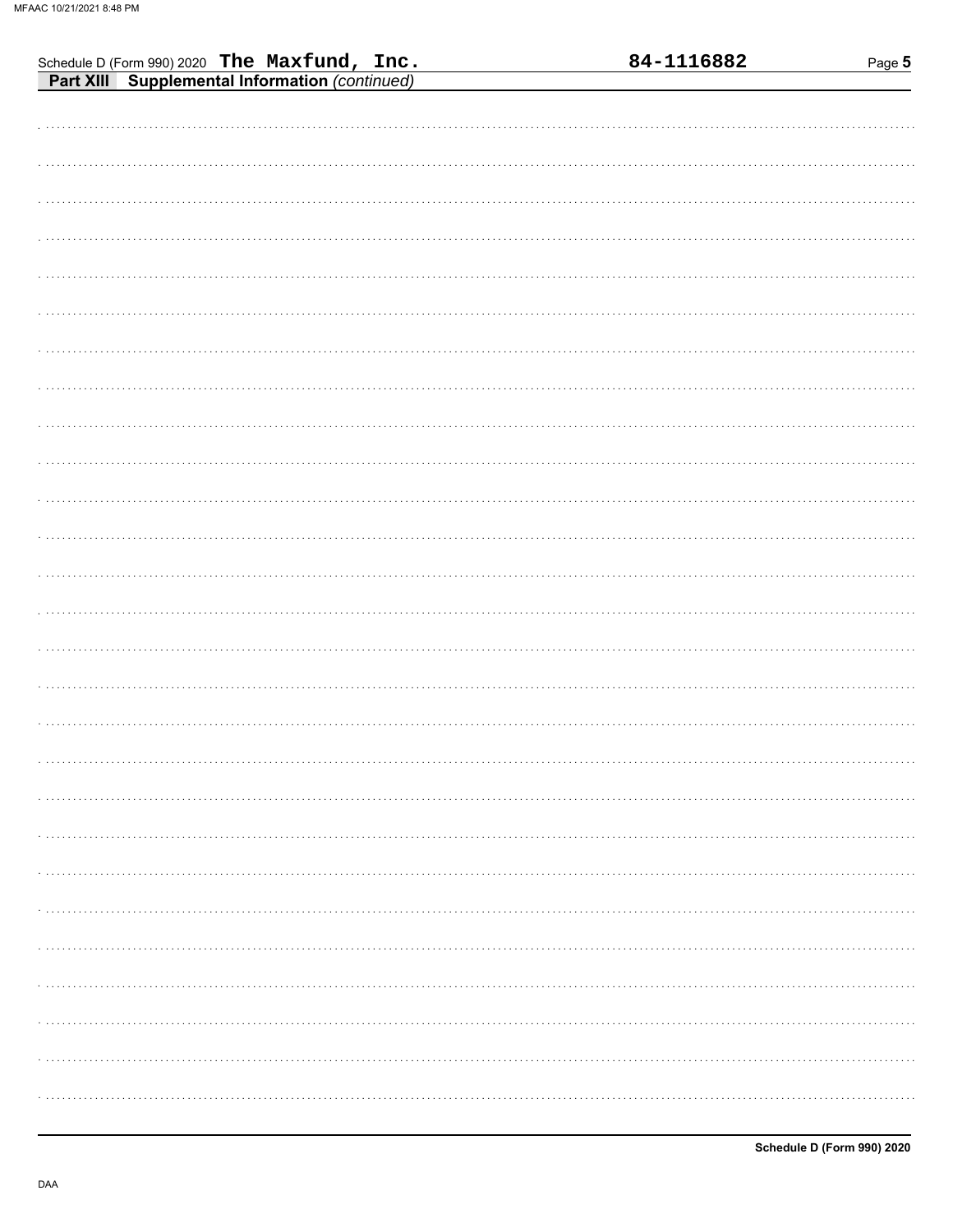Schedule D (Form 990) 2020 **The Maxfund, Inc.** **84-1116882**

**Part XIII Supplemental Information** *(continued)*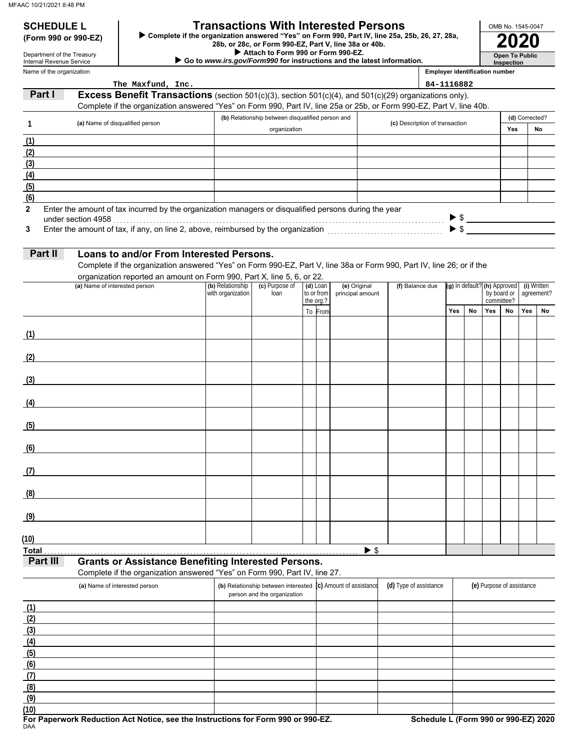**SCHEDULE L (Form 990 or 990-EZ)**

Department of the Treasury
Internal Revenue Service

# Transactions With Interested Persons

▶ Complete if the organization answered "Yes" on Form 990, Part IV, line 25a, 25b, 26, 27, 28a, 28b, or 28c, or Form 990-EZ, Part V, line 38a or 40b.
▶ Attach to Form 990 or Form 990-EZ.
▶ Go to *www.irs.gov/Form990* for instructions and the latest information.

OMB No. 1545-0047

**2020**

**Open To Public Inspection**

Name of the organization: The Maxfund, Inc.

Employer identification number: 84-1116882

## Part I Excess Benefit Transactions (section 501(c)(3), section 501(c)(4), and 501(c)(29) organizations only).

Complete if the organization answered "Yes" on Form 990, Part IV, line 25a or 25b, or Form 990-EZ, Part V, line 40b.

| 1 | (a) Name of disqualified person | (b) Relationship between disqualified person and organization | (c) Description of transaction | (d) Corrected? Yes | No |
|---|---|---|---|---|---|
| (1) | | | | | |
| (2) | | | | | |
| (3) | | | | | |
| (4) | | | | | |
| (5) | | | | | |
| (6) | | | | | |

2 Enter the amount of tax incurred by the organization managers or disqualified persons during the year under section 4958 . . . ▶ $

3 Enter the amount of tax, if any, on line 2, above, reimbursed by the organization . . . ▶ $

## Part II Loans to and/or From Interested Persons.

Complete if the organization answered "Yes" on Form 990-EZ, Part V, line 38a or Form 990, Part IV, line 26; or if the organization reported an amount on Form 990, Part X, line 5, 6, or 22.

| | (a) Name of interested person | (b) Relationship with organization | (c) Purpose of loan | (d) Loan to or from the org.? To | From | (e) Original principal amount | (f) Balance due | (g) In default? Yes | No | (h) Approved by board or committee? Yes | No | (i) Written agreement? Yes | No |
|---|---|---|---|---|---|---|---|---|---|---|---|---|---|
| (1) | | | | | | | | | | | | | |
| (2) | | | | | | | | | | | | | |
| (3) | | | | | | | | | | | | | |
| (4) | | | | | | | | | | | | | |
| (5) | | | | | | | | | | | | | |
| (6) | | | | | | | | | | | | | |
| (7) | | | | | | | | | | | | | |
| (8) | | | | | | | | | | | | | |
| (9) | | | | | | | | | | | | | |
| (10) | | | | | | | | | | | | | |
| Total | | | | | | ▶ $ | | | | | | | |

## Part III Grants or Assistance Benefiting Interested Persons.

Complete if the organization answered "Yes" on Form 990, Part IV, line 27.

| | (a) Name of interested person | (b) Relationship between interested person and the organization | (c) Amount of assistance | (d) Type of assistance | (e) Purpose of assistance |
|---|---|---|---|---|---|
| (1) | | | | | |
| (2) | | | | | |
| (3) | | | | | |
| (4) | | | | | |
| (5) | | | | | |
| (6) | | | | | |
| (7) | | | | | |
| (8) | | | | | |
| (9) | | | | | |
| (10) | | | | | |

**For Paperwork Reduction Act Notice, see the Instructions for Form 990 or 990-EZ.**

DAA

**Schedule L (Form 990 or 990-EZ) 2020**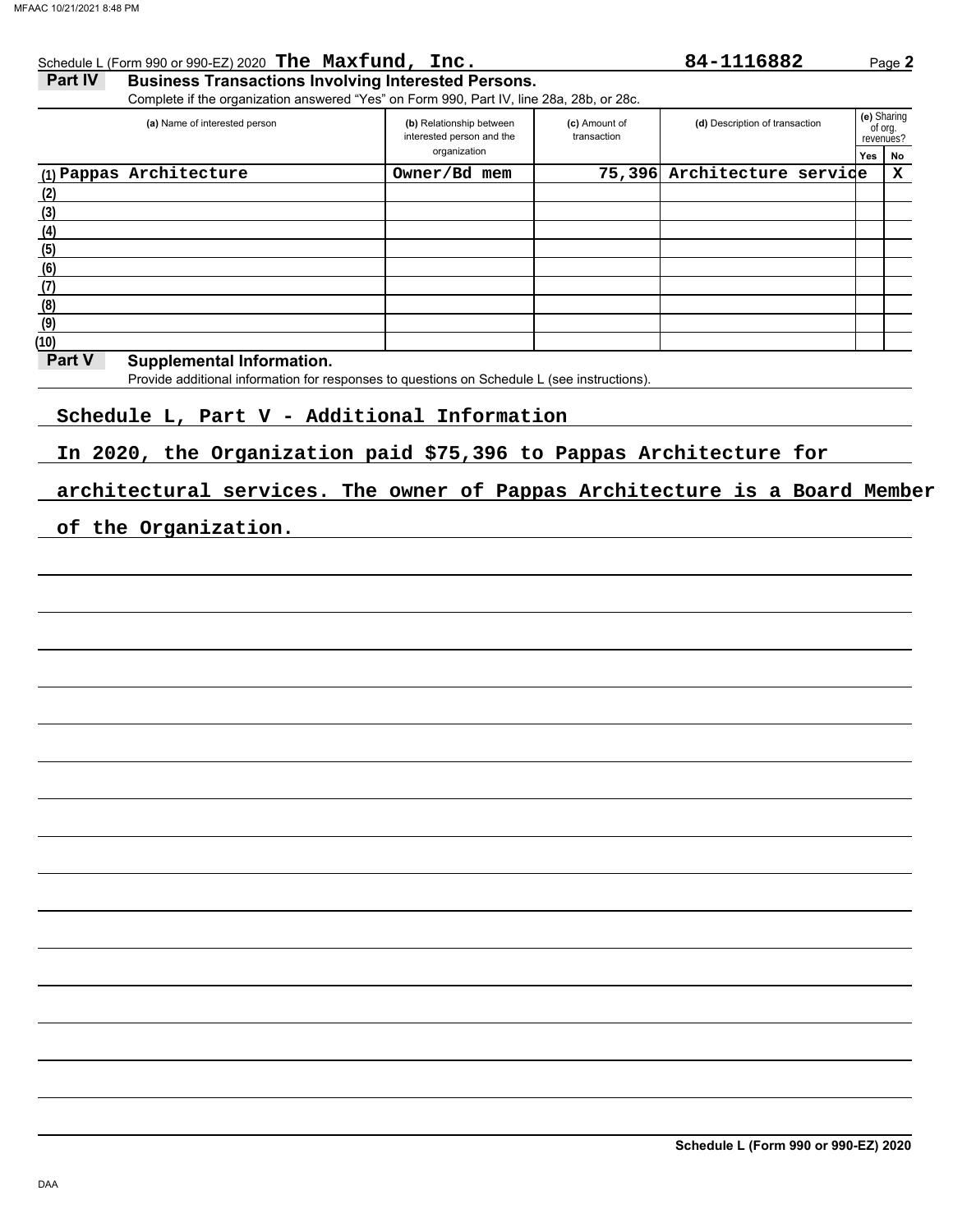Schedule L (Form 990 or 990-EZ) 2020 **The Maxfund, Inc.** **84-1116882** Page **2**

## Part IV Business Transactions Involving Interested Persons.

Complete if the organization answered "Yes" on Form 990, Part IV, line 28a, 28b, or 28c.

| (a) Name of interested person | (b) Relationship between interested person and the organization | (c) Amount of transaction | (d) Description of transaction | (e) Sharing of org. revenues? Yes | No |
|---|---|---|---|---|---|
| (1) Pappas Architecture | Owner/Bd mem | 75,396 | Architecture service | | X |
| (2) | | | | | |
| (3) | | | | | |
| (4) | | | | | |
| (5) | | | | | |
| (6) | | | | | |
| (7) | | | | | |
| (8) | | | | | |
| (9) | | | | | |
| (10) | | | | | |

## Part V Supplemental Information.

Provide additional information for responses to questions on Schedule L (see instructions).

Schedule L, Part V - Additional Information

In 2020, the Organization paid $75,396 to Pappas Architecture for architectural services. The owner of Pappas Architecture is a Board Member of the Organization.

**Schedule L (Form 990 or 990-EZ) 2020**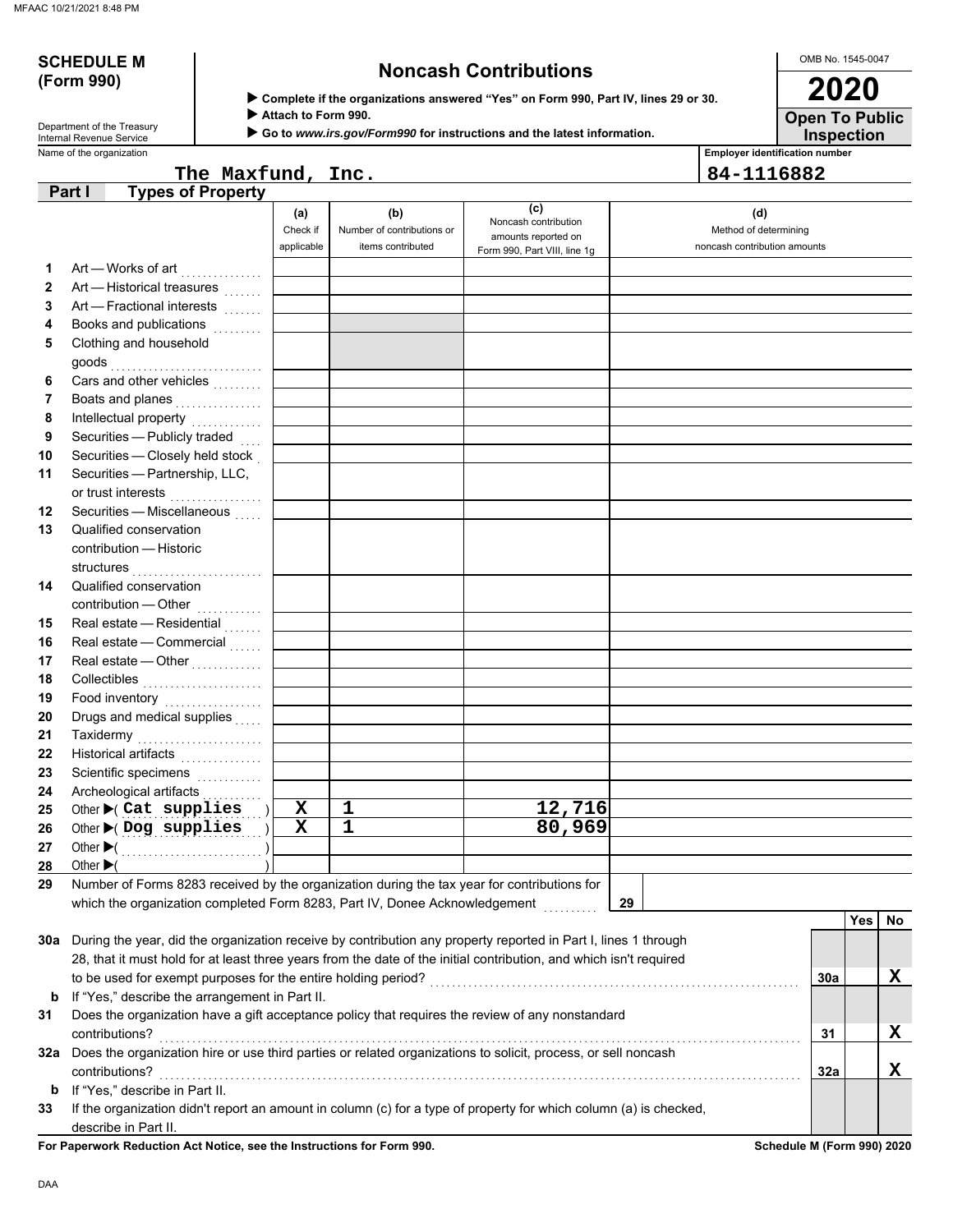**SCHEDULE M (Form 990)**

Department of the Treasury
Internal Revenue Service

# Noncash Contributions

▶ **Complete if the organizations answered "Yes" on Form 990, Part IV, lines 29 or 30.**
▶ **Attach to Form 990.**
▶ **Go to *www.irs.gov/Form990* for instructions and the latest information.**

OMB No. 1545-0047

**2020**

**Open To Public Inspection**

| Name of the organization | Employer identification number |
|---|---|
| The Maxfund, Inc. | 84-1116882 |

**Part I — Types of Property**

| | | (a) Check if applicable | (b) Number of contributions or items contributed | (c) Noncash contribution amounts reported on Form 990, Part VIII, line 1g | (d) Method of determining noncash contribution amounts |
|---|---|---|---|---|---|
| 1 | Art — Works of art | | | | |
| 2 | Art — Historical treasures | | | | |
| 3 | Art — Fractional interests | | | | |
| 4 | Books and publications | | | | |
| 5 | Clothing and household goods | | | | |
| 6 | Cars and other vehicles | | | | |
| 7 | Boats and planes | | | | |
| 8 | Intellectual property | | | | |
| 9 | Securities — Publicly traded | | | | |
| 10 | Securities — Closely held stock | | | | |
| 11 | Securities — Partnership, LLC, or trust interests | | | | |
| 12 | Securities — Miscellaneous | | | | |
| 13 | Qualified conservation contribution — Historic structures | | | | |
| 14 | Qualified conservation contribution — Other | | | | |
| 15 | Real estate — Residential | | | | |
| 16 | Real estate — Commercial | | | | |
| 17 | Real estate — Other | | | | |
| 18 | Collectibles | | | | |
| 19 | Food inventory | | | | |
| 20 | Drugs and medical supplies | | | | |
| 21 | Taxidermy | | | | |
| 22 | Historical artifacts | | | | |
| 23 | Scientific specimens | | | | |
| 24 | Archeological artifacts | | | | |
| 25 | Other ▶( Cat supplies ) | X | 1 | 12,716 | |
| 26 | Other ▶( Dog supplies ) | X | 1 | 80,969 | |
| 27 | Other ▶( ) | | | | |
| 28 | Other ▶( ) | | | | |

**29** Number of Forms 8283 received by the organization during the tax year for contributions for which the organization completed Form 8283, Part IV, Donee Acknowledgement . . . **29**

| | | | Yes | No |
|---|---|---|---|---|
| **30a** | During the year, did the organization receive by contribution any property reported in Part I, lines 1 through 28, that it must hold for at least three years from the date of the initial contribution, and which isn't required to be used for exempt purposes for the entire holding period? | 30a | | X |
| **b** | If "Yes," describe the arrangement in Part II. | | | |
| **31** | Does the organization have a gift acceptance policy that requires the review of any nonstandard contributions? | 31 | | X |
| **32a** | Does the organization hire or use third parties or related organizations to solicit, process, or sell noncash contributions? | 32a | | X |
| **b** | If "Yes," describe in Part II. | | | |
| **33** | If the organization didn't report an amount in column (c) for a type of property for which column (a) is checked, describe in Part II. | | | |

**For Paperwork Reduction Act Notice, see the Instructions for Form 990.** **Schedule M (Form 990) 2020**

DAA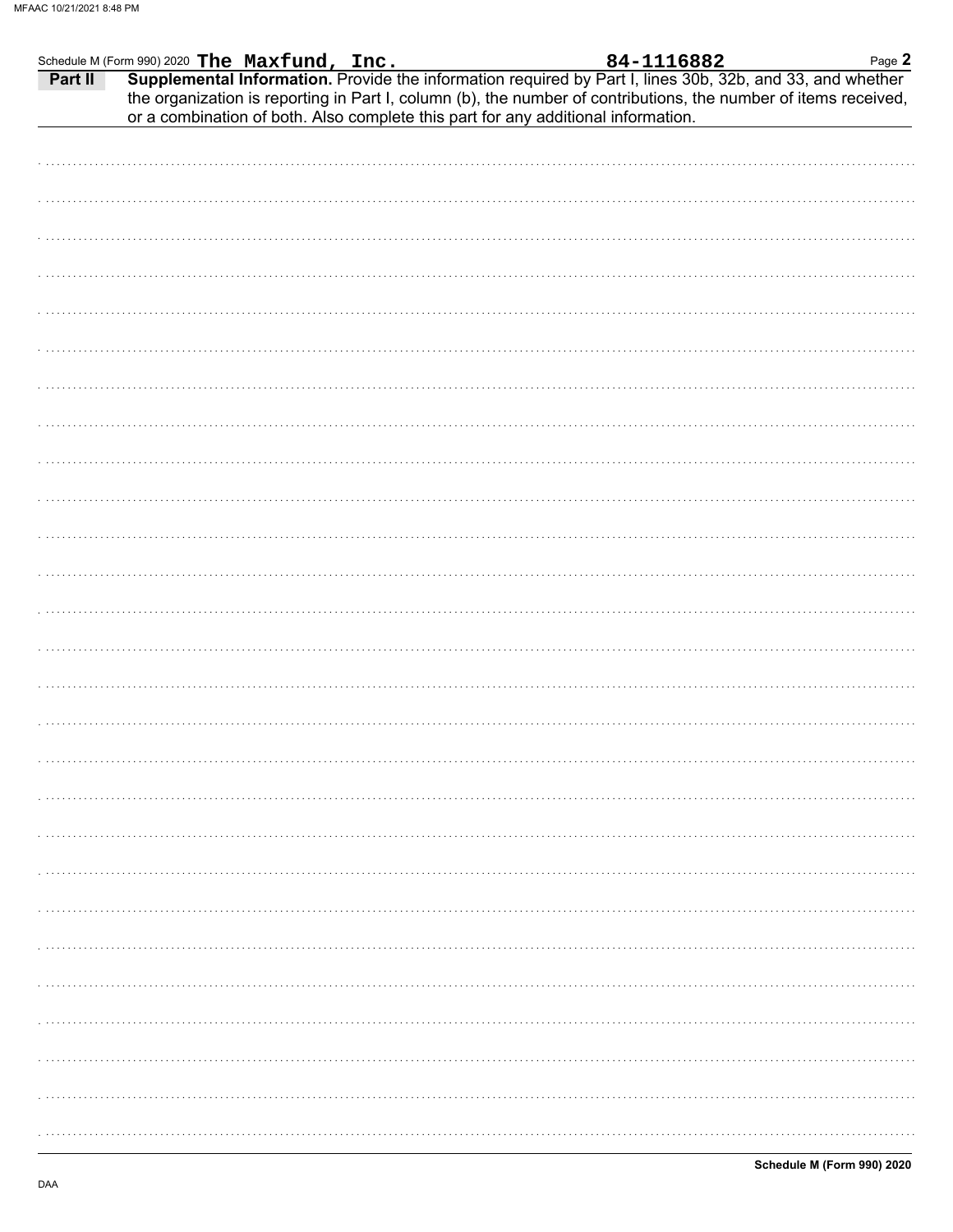Schedule M (Form 990) 2020 **The Maxfund, Inc.** **84-1116882**

**Part II** **Supplemental Information.** Provide the information required by Part I, lines 30b, 32b, and 33, and whether the organization is reporting in Part I, column (b), the number of contributions, the number of items received, or a combination of both. Also complete this part for any additional information.

**Schedule M (Form 990) 2020**

DAA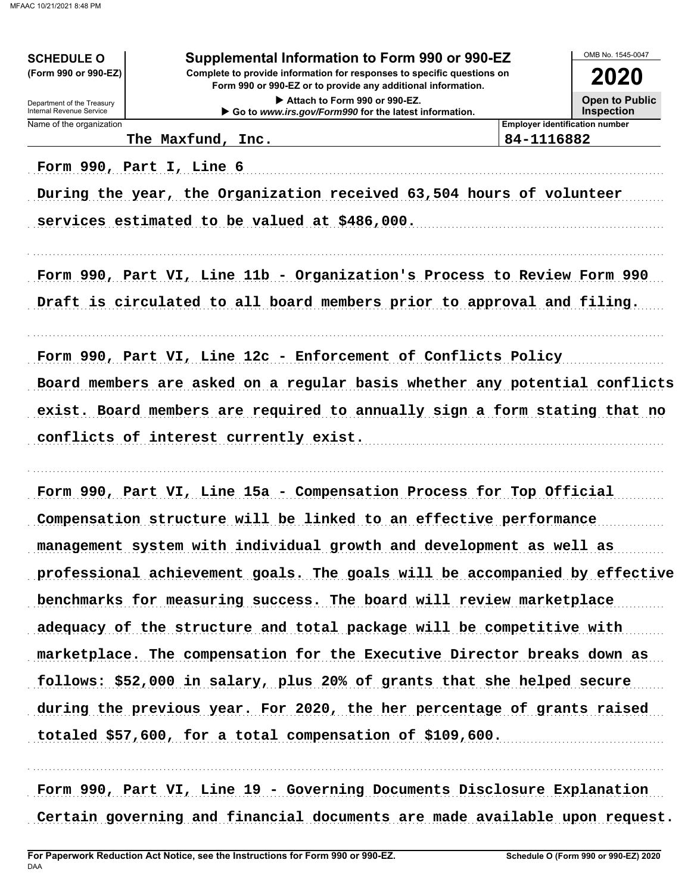**SCHEDULE O**
**(Form 990 or 990-EZ)**

Department of the Treasury
Internal Revenue Service

# Supplemental Information to Form 990 or 990-EZ

**Complete to provide information for responses to specific questions on Form 990 or 990-EZ or to provide any additional information.**

▶ Attach to Form 990 or 990-EZ.
▶ Go to *www.irs.gov/Form990* for the latest information.

OMB No. 1545-0047

**2020**

**Open to Public Inspection**

| Name of the organization | Employer identification number |
|---|---|
| The Maxfund, Inc. | 84-1116882 |

Form 990, Part I, Line 6

During the year, the Organization received 63,504 hours of volunteer services estimated to be valued at $486,000.

Form 990, Part VI, Line 11b - Organization's Process to Review Form 990

Draft is circulated to all board members prior to approval and filing.

Form 990, Part VI, Line 12c - Enforcement of Conflicts Policy

Board members are asked on a regular basis whether any potential conflicts exist. Board members are required to annually sign a form stating that no conflicts of interest currently exist.

Form 990, Part VI, Line 15a - Compensation Process for Top Official

Compensation structure will be linked to an effective performance management system with individual growth and development as well as professional achievement goals. The goals will be accompanied by effective benchmarks for measuring success. The board will review marketplace adequacy of the structure and total package will be competitive with marketplace. The compensation for the Executive Director breaks down as follows: $52,000 in salary, plus 20% of grants that she helped secure during the previous year. For 2020, the her percentage of grants raised totaled $57,600, for a total compensation of $109,600.

Form 990, Part VI, Line 19 - Governing Documents Disclosure Explanation

Certain governing and financial documents are made available upon request.

**For Paperwork Reduction Act Notice, see the Instructions for Form 990 or 990-EZ.**
DAA
**Schedule O (Form 990 or 990-EZ) 2020**